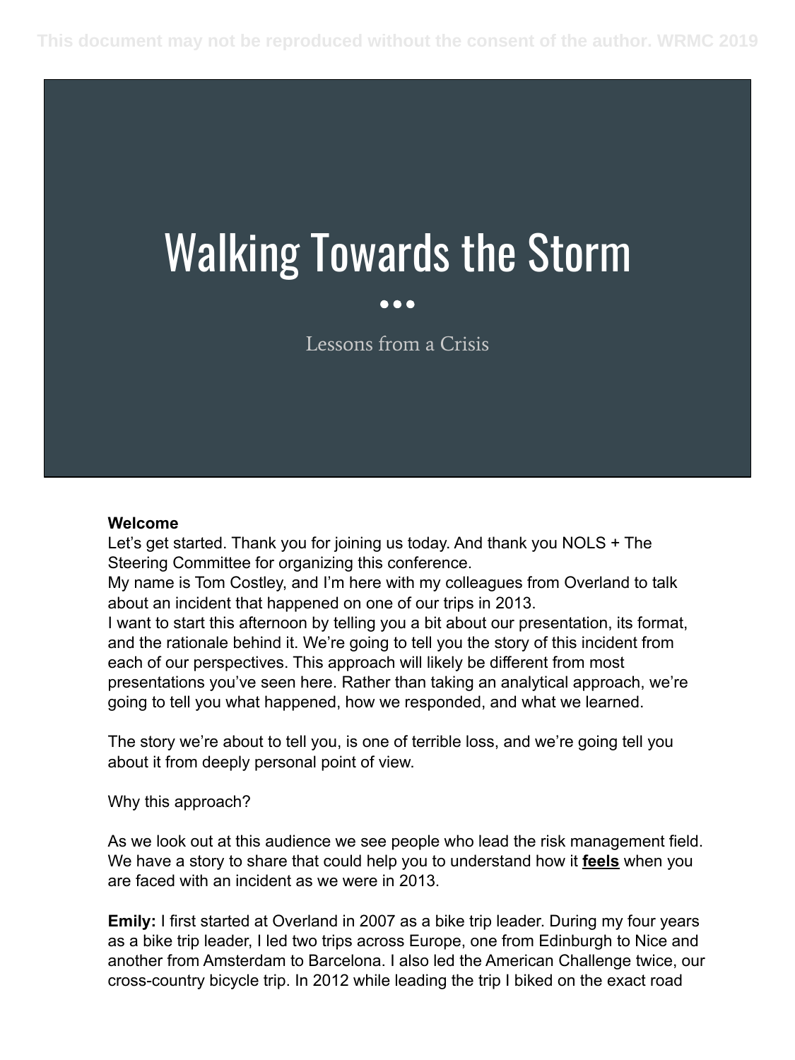# Walking Towards the Storm

Lessons from a Crisis

**Welcome**

Let's get started. Thank you for joining us today. And thank you NOLS + The Steering Committee for organizing this conference.

My name is Tom Costley, and I'm here with my colleagues from Overland to talk about an incident that happened on one of our trips in 2013.

I want to start this afternoon by telling you a bit about our presentation, its format, and the rationale behind it. We're going to tell you the story of this incident from each of our perspectives. This approach will likely be different from most presentations you've seen here. Rather than taking an analytical approach, we're going to tell you what happened, how we responded, and what we learned.

The story we're about to tell you, is one of terrible loss, and we're going tell you about it from deeply personal point of view.

Why this approach?

As we look out at this audience we see people who lead the risk management field. We have a story to share that could help you to understand how it **feels** when you are faced with an incident as we were in 2013.

**Emily:** I first started at Overland in 2007 as a bike trip leader. During my four years as a bike trip leader, I led two trips across Europe, one from Edinburgh to Nice and another from Amsterdam to Barcelona. I also led the American Challenge twice, our cross-country bicycle trip. In 2012 while leading the trip I biked on the exact road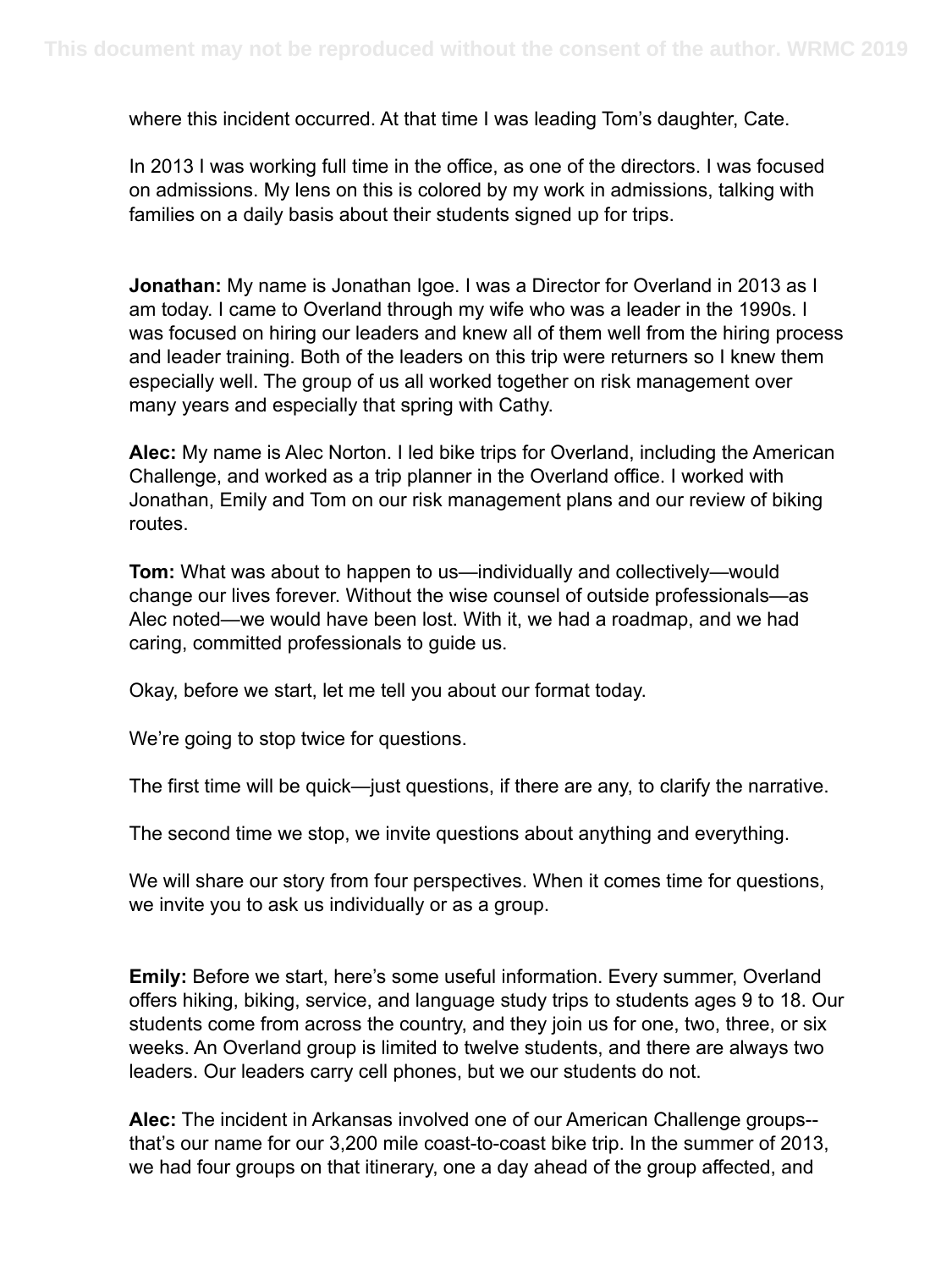where this incident occurred. At that time I was leading Tom's daughter, Cate.

In 2013 I was working full time in the office, as one of the directors. I was focused on admissions. My lens on this is colored by my work in admissions, talking with families on a daily basis about their students signed up for trips.

**Jonathan:** My name is Jonathan Igoe. I was a Director for Overland in 2013 as I am today. I came to Overland through my wife who was a leader in the 1990s. I was focused on hiring our leaders and knew all of them well from the hiring process and leader training. Both of the leaders on this trip were returners so I knew them especially well. The group of us all worked together on risk management over many years and especially that spring with Cathy.

**Alec:** My name is Alec Norton. I led bike trips for Overland, including the American Challenge, and worked as a trip planner in the Overland office. I worked with Jonathan, Emily and Tom on our risk management plans and our review of biking routes.

**Tom:** What was about to happen to us—individually and collectively—would change our lives forever. Without the wise counsel of outside professionals—as Alec noted—we would have been lost. With it, we had a roadmap, and we had caring, committed professionals to guide us.

Okay, before we start, let me tell you about our format today.

We're going to stop twice for questions.

The first time will be quick—just questions, if there are any, to clarify the narrative.

The second time we stop, we invite questions about anything and everything.

We will share our story from four perspectives. When it comes time for questions, we invite you to ask us individually or as a group.

**Emily:** Before we start, here's some useful information. Every summer, Overland offers hiking, biking, service, and language study trips to students ages 9 to 18. Our students come from across the country, and they join us for one, two, three, or six weeks. An Overland group is limited to twelve students, and there are always two leaders. Our leaders carry cell phones, but we our students do not.

**Alec:** The incident in Arkansas involved one of our American Challenge groups--that's our name for our 3,200 mile coast-to-coast bike trip. In the summer of 2013, we had four groups on that itinerary, one a day ahead of the group affected, and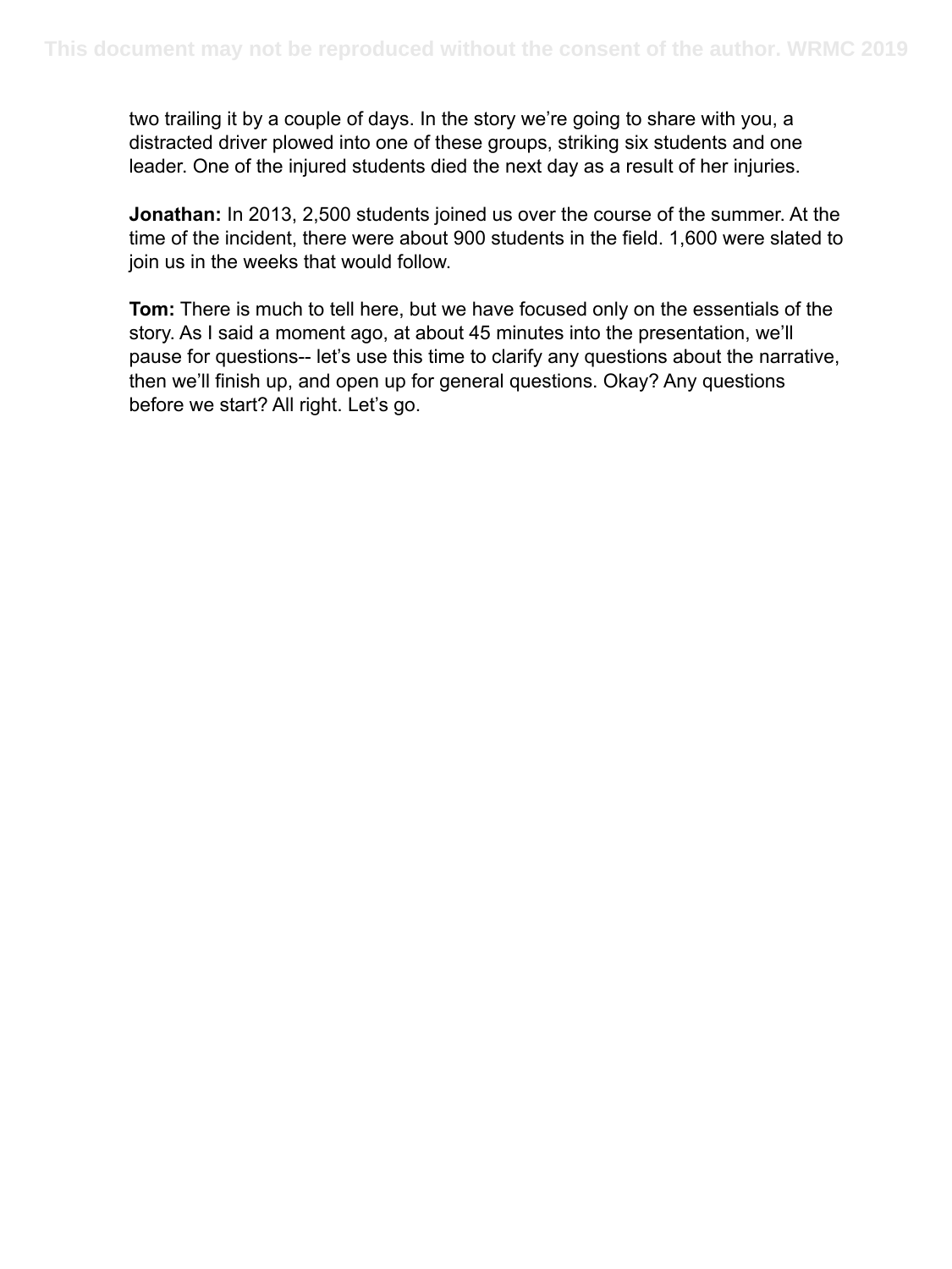two trailing it by a couple of days. In the story we're going to share with you, a distracted driver plowed into one of these groups, striking six students and one leader. One of the injured students died the next day as a result of her injuries.

**Jonathan:** In 2013, 2,500 students joined us over the course of the summer. At the time of the incident, there were about 900 students in the field. 1,600 were slated to join us in the weeks that would follow.

**Tom:** There is much to tell here, but we have focused only on the essentials of the story. As I said a moment ago, at about 45 minutes into the presentation, we'll pause for questions-- let's use this time to clarify any questions about the narrative, then we'll finish up, and open up for general questions. Okay? Any questions before we start? All right. Let's go.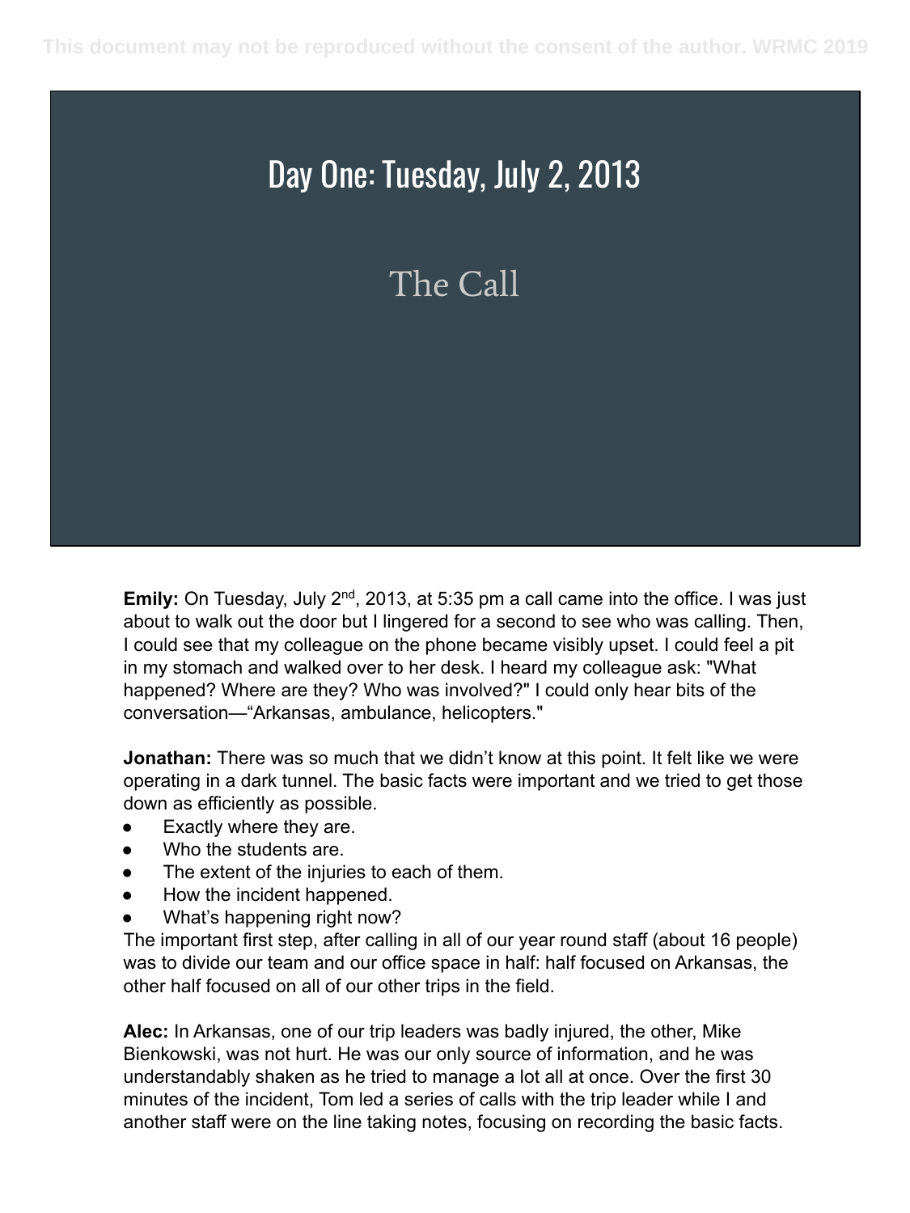# Day One: Tuesday, July 2, 2013

## The Call

**Emily:** On Tuesday, July 2nd, 2013, at 5:35 pm a call came into the office. I was just about to walk out the door but I lingered for a second to see who was calling. Then, I could see that my colleague on the phone became visibly upset. I could feel a pit in my stomach and walked over to her desk. I heard my colleague ask: "What happened? Where are they? Who was involved?" I could only hear bits of the conversation—"Arkansas, ambulance, helicopters."

**Jonathan:** There was so much that we didn't know at this point. It felt like we were operating in a dark tunnel. The basic facts were important and we tried to get those down as efficiently as possible.

- Exactly where they are.
- Who the students are.
- The extent of the injuries to each of them.
- How the incident happened.
- What's happening right now?

The important first step, after calling in all of our year round staff (about 16 people) was to divide our team and our office space in half: half focused on Arkansas, the other half focused on all of our other trips in the field.

**Alec:** In Arkansas, one of our trip leaders was badly injured, the other, Mike Bienkowski, was not hurt. He was our only source of information, and he was understandably shaken as he tried to manage a lot all at once. Over the first 30 minutes of the incident, Tom led a series of calls with the trip leader while I and another staff were on the line taking notes, focusing on recording the basic facts.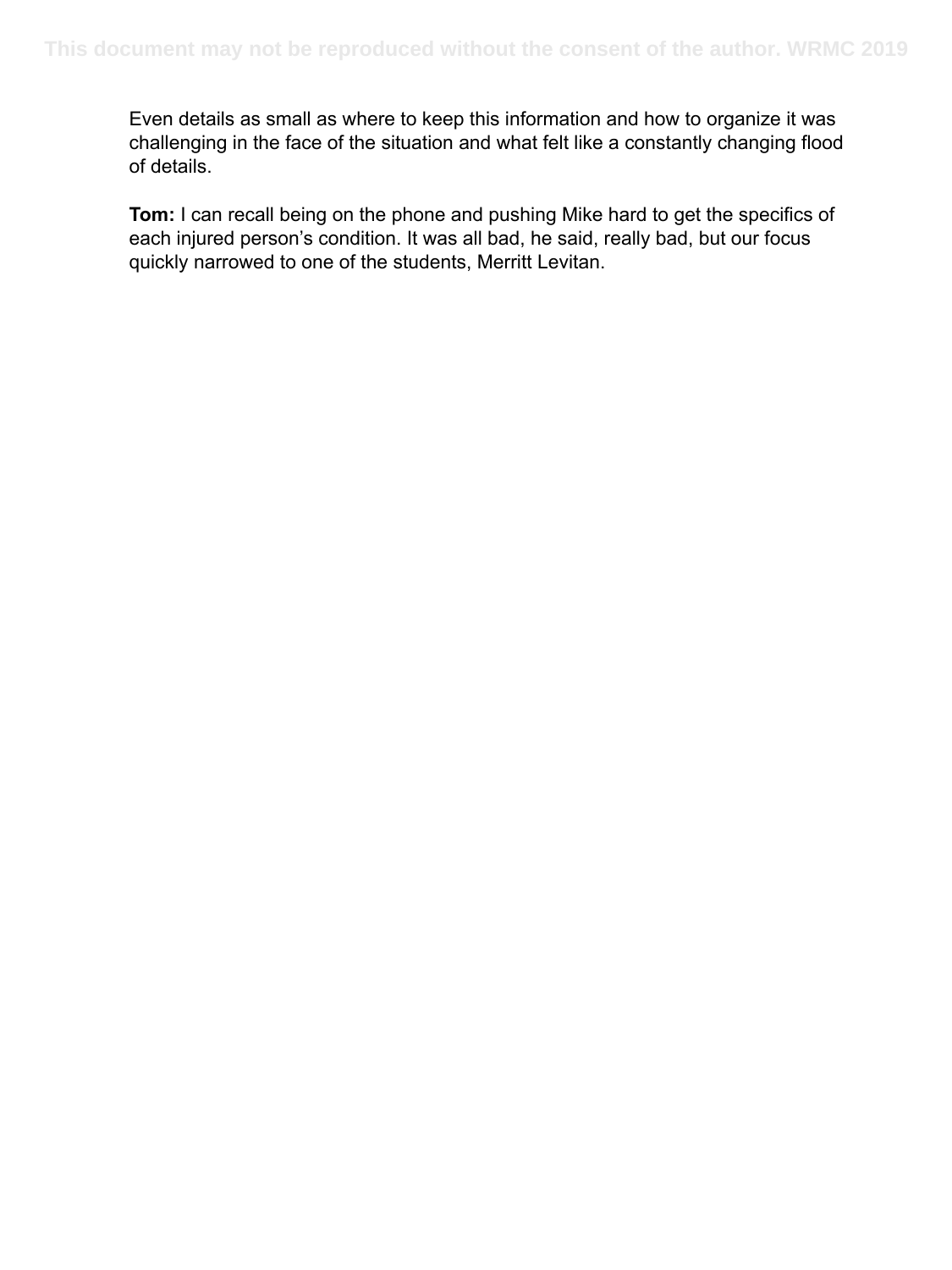Even details as small as where to keep this information and how to organize it was challenging in the face of the situation and what felt like a constantly changing flood of details.

**Tom:** I can recall being on the phone and pushing Mike hard to get the specifics of each injured person's condition. It was all bad, he said, really bad, but our focus quickly narrowed to one of the students, Merritt Levitan.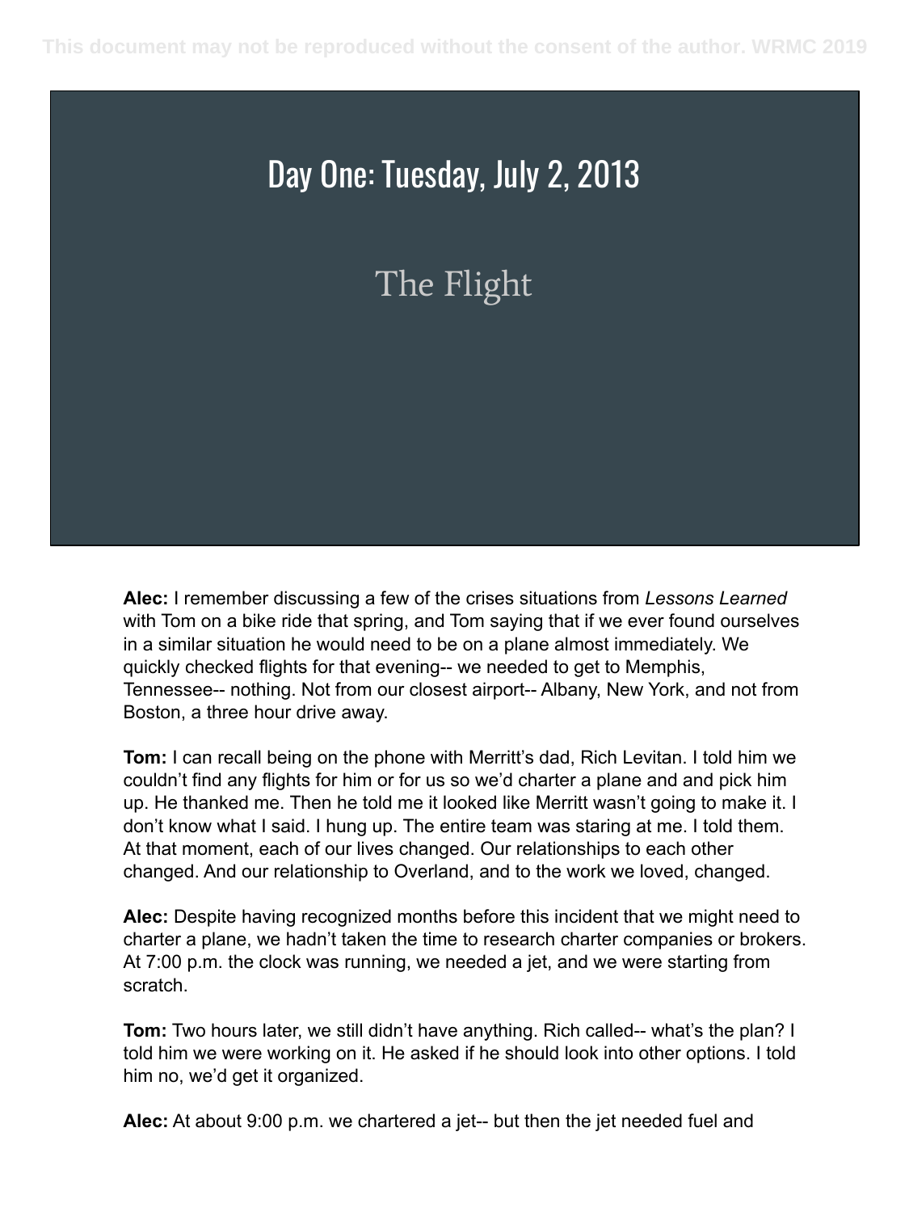# Day One: Tuesday, July 2, 2013

## The Flight

**Alec:** I remember discussing a few of the crises situations from *Lessons Learned* with Tom on a bike ride that spring, and Tom saying that if we ever found ourselves in a similar situation he would need to be on a plane almost immediately. We quickly checked flights for that evening-- we needed to get to Memphis, Tennessee-- nothing. Not from our closest airport-- Albany, New York, and not from Boston, a three hour drive away.

**Tom:** I can recall being on the phone with Merritt's dad, Rich Levitan. I told him we couldn't find any flights for him or for us so we'd charter a plane and and pick him up. He thanked me. Then he told me it looked like Merritt wasn't going to make it. I don't know what I said. I hung up. The entire team was staring at me. I told them. At that moment, each of our lives changed. Our relationships to each other changed. And our relationship to Overland, and to the work we loved, changed.

**Alec:** Despite having recognized months before this incident that we might need to charter a plane, we hadn't taken the time to research charter companies or brokers. At 7:00 p.m. the clock was running, we needed a jet, and we were starting from scratch.

**Tom:** Two hours later, we still didn't have anything. Rich called-- what's the plan? I told him we were working on it. He asked if he should look into other options. I told him no, we'd get it organized.

**Alec:** At about 9:00 p.m. we chartered a jet-- but then the jet needed fuel and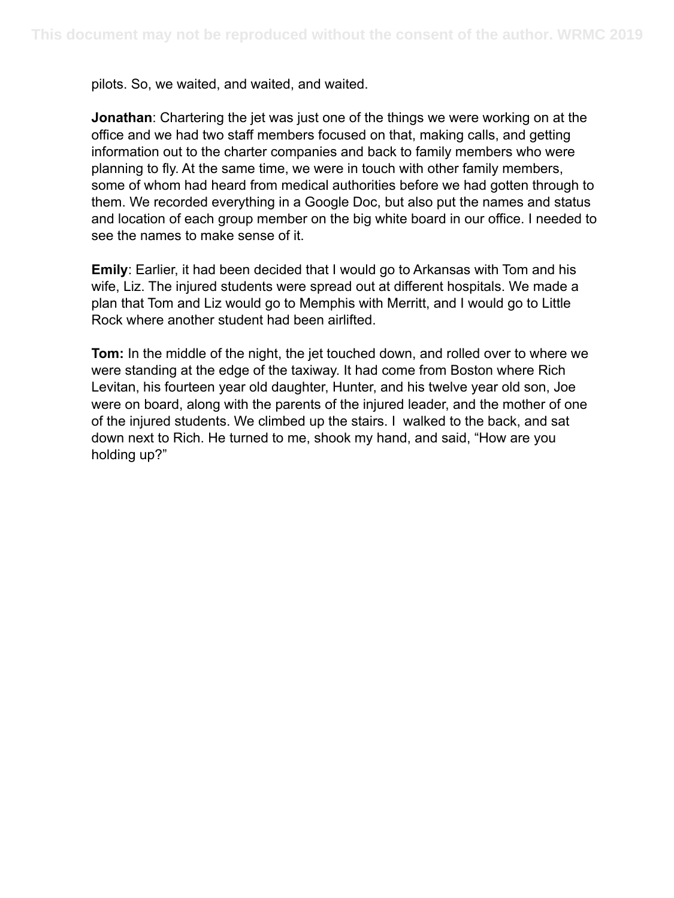pilots. So, we waited, and waited, and waited.

**Jonathan**: Chartering the jet was just one of the things we were working on at the office and we had two staff members focused on that, making calls, and getting information out to the charter companies and back to family members who were planning to fly. At the same time, we were in touch with other family members, some of whom had heard from medical authorities before we had gotten through to them. We recorded everything in a Google Doc, but also put the names and status and location of each group member on the big white board in our office. I needed to see the names to make sense of it.

**Emily**: Earlier, it had been decided that I would go to Arkansas with Tom and his wife, Liz. The injured students were spread out at different hospitals. We made a plan that Tom and Liz would go to Memphis with Merritt, and I would go to Little Rock where another student had been airlifted.

**Tom:** In the middle of the night, the jet touched down, and rolled over to where we were standing at the edge of the taxiway. It had come from Boston where Rich Levitan, his fourteen year old daughter, Hunter, and his twelve year old son, Joe were on board, along with the parents of the injured leader, and the mother of one of the injured students. We climbed up the stairs. I walked to the back, and sat down next to Rich. He turned to me, shook my hand, and said, "How are you holding up?"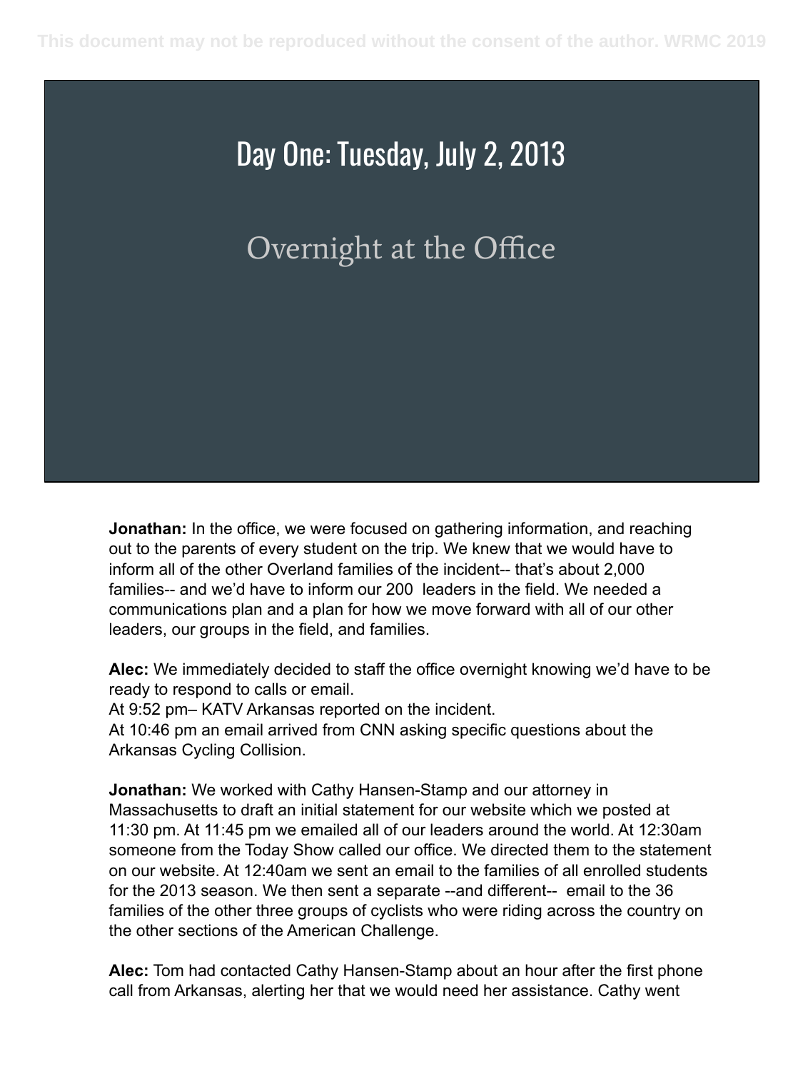# Day One: Tuesday, July 2, 2013

## Overnight at the Office

**Jonathan:** In the office, we were focused on gathering information, and reaching out to the parents of every student on the trip. We knew that we would have to inform all of the other Overland families of the incident-- that's about 2,000 families-- and we'd have to inform our 200 leaders in the field. We needed a communications plan and a plan for how we move forward with all of our other leaders, our groups in the field, and families.

**Alec:** We immediately decided to staff the office overnight knowing we'd have to be ready to respond to calls or email.
At 9:52 pm– KATV Arkansas reported on the incident.
At 10:46 pm an email arrived from CNN asking specific questions about the Arkansas Cycling Collision.

**Jonathan:** We worked with Cathy Hansen-Stamp and our attorney in Massachusetts to draft an initial statement for our website which we posted at 11:30 pm. At 11:45 pm we emailed all of our leaders around the world. At 12:30am someone from the Today Show called our office. We directed them to the statement on our website. At 12:40am we sent an email to the families of all enrolled students for the 2013 season. We then sent a separate --and different-- email to the 36 families of the other three groups of cyclists who were riding across the country on the other sections of the American Challenge.

**Alec:** Tom had contacted Cathy Hansen-Stamp about an hour after the first phone call from Arkansas, alerting her that we would need her assistance. Cathy went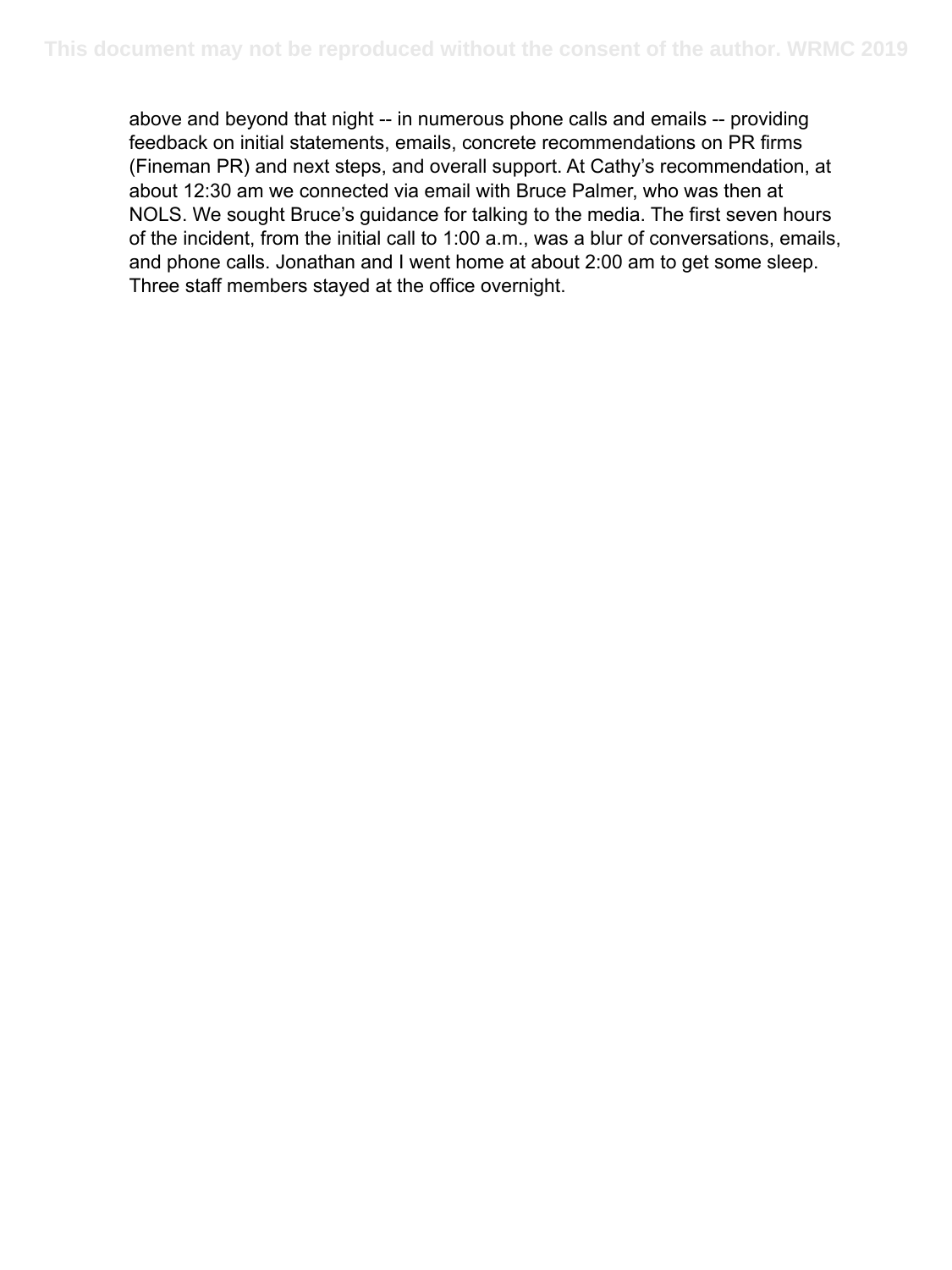above and beyond that night -- in numerous phone calls and emails -- providing feedback on initial statements, emails, concrete recommendations on PR firms (Fineman PR) and next steps, and overall support. At Cathy's recommendation, at about 12:30 am we connected via email with Bruce Palmer, who was then at NOLS. We sought Bruce's guidance for talking to the media. The first seven hours of the incident, from the initial call to 1:00 a.m., was a blur of conversations, emails, and phone calls. Jonathan and I went home at about 2:00 am to get some sleep. Three staff members stayed at the office overnight.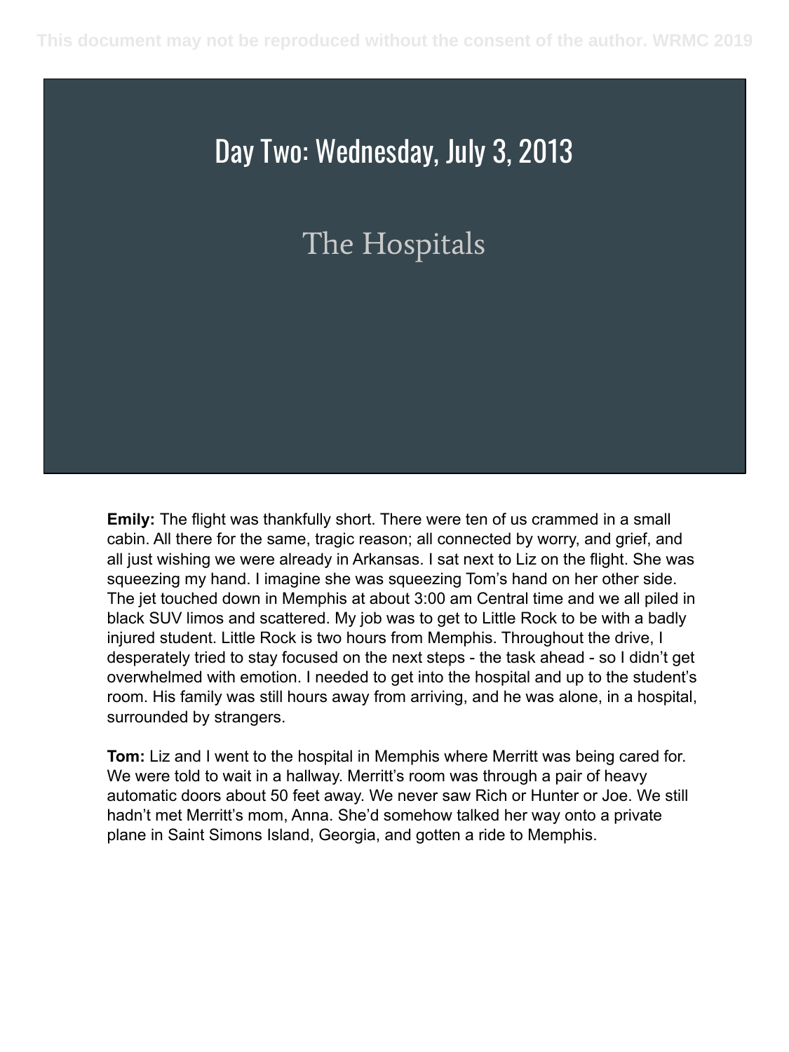# Day Two: Wednesday, July 3, 2013

## The Hospitals

**Emily:** The flight was thankfully short. There were ten of us crammed in a small cabin. All there for the same, tragic reason; all connected by worry, and grief, and all just wishing we were already in Arkansas. I sat next to Liz on the flight. She was squeezing my hand. I imagine she was squeezing Tom's hand on her other side. The jet touched down in Memphis at about 3:00 am Central time and we all piled in black SUV limos and scattered. My job was to get to Little Rock to be with a badly injured student. Little Rock is two hours from Memphis. Throughout the drive, I desperately tried to stay focused on the next steps - the task ahead - so I didn't get overwhelmed with emotion. I needed to get into the hospital and up to the student's room. His family was still hours away from arriving, and he was alone, in a hospital, surrounded by strangers.

**Tom:** Liz and I went to the hospital in Memphis where Merritt was being cared for. We were told to wait in a hallway. Merritt's room was through a pair of heavy automatic doors about 50 feet away. We never saw Rich or Hunter or Joe. We still hadn't met Merritt's mom, Anna. She'd somehow talked her way onto a private plane in Saint Simons Island, Georgia, and gotten a ride to Memphis.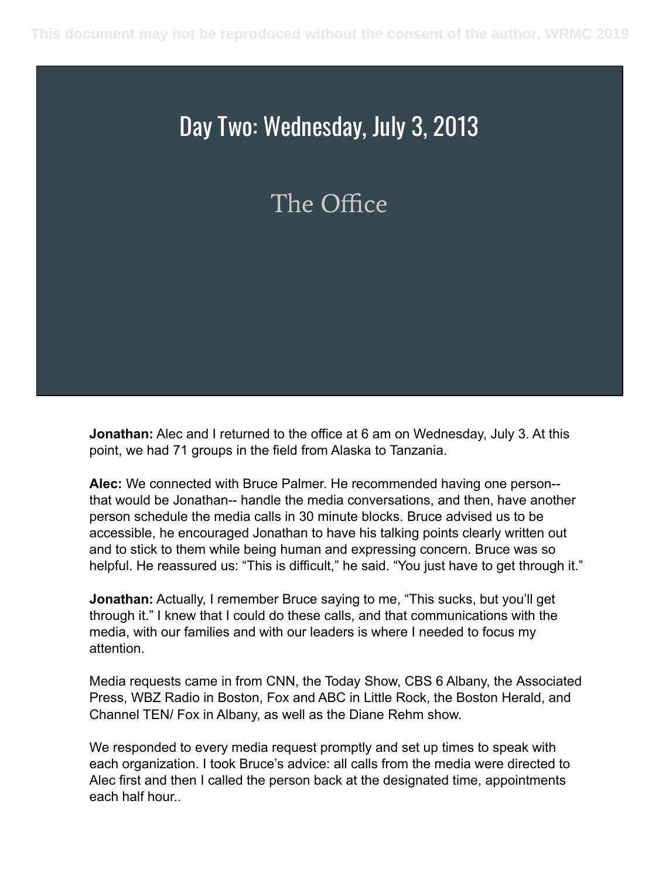# Day Two: Wednesday, July 3, 2013

## The Office

**Jonathan:** Alec and I returned to the office at 6 am on Wednesday, July 3. At this point, we had 71 groups in the field from Alaska to Tanzania.

**Alec:** We connected with Bruce Palmer. He recommended having one person-- that would be Jonathan-- handle the media conversations, and then, have another person schedule the media calls in 30 minute blocks. Bruce advised us to be accessible, he encouraged Jonathan to have his talking points clearly written out and to stick to them while being human and expressing concern. Bruce was so helpful. He reassured us: "This is difficult," he said. "You just have to get through it."

**Jonathan:** Actually, I remember Bruce saying to me, "This sucks, but you'll get through it." I knew that I could do these calls, and that communications with the media, with our families and with our leaders is where I needed to focus my attention.

Media requests came in from CNN, the Today Show, CBS 6 Albany, the Associated Press, WBZ Radio in Boston, Fox and ABC in Little Rock, the Boston Herald, and Channel TEN/ Fox in Albany, as well as the Diane Rehm show.

We responded to every media request promptly and set up times to speak with each organization. I took Bruce's advice: all calls from the media were directed to Alec first and then I called the person back at the designated time, appointments each half hour..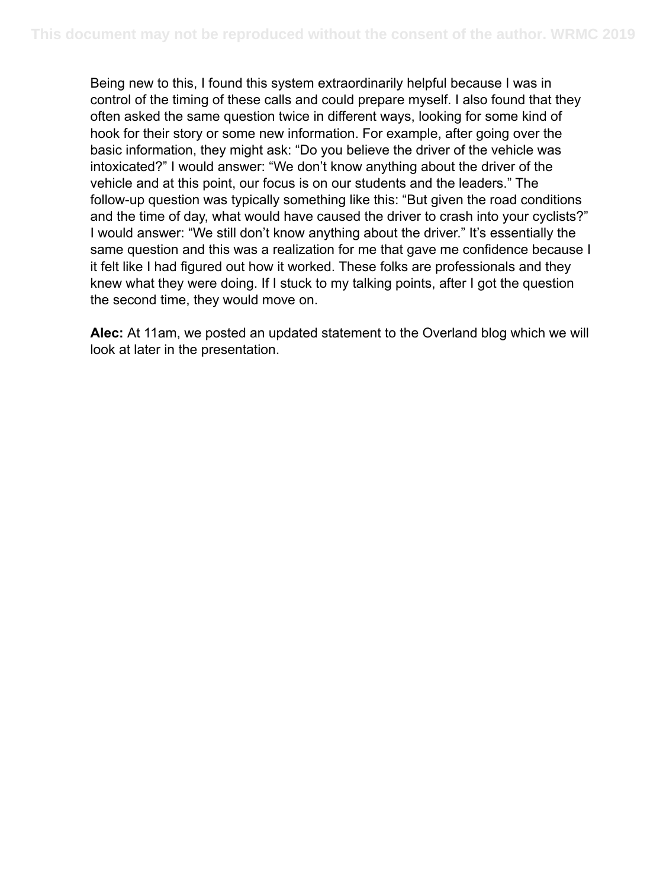Being new to this, I found this system extraordinarily helpful because I was in control of the timing of these calls and could prepare myself. I also found that they often asked the same question twice in different ways, looking for some kind of hook for their story or some new information. For example, after going over the basic information, they might ask: "Do you believe the driver of the vehicle was intoxicated?" I would answer: "We don't know anything about the driver of the vehicle and at this point, our focus is on our students and the leaders." The follow-up question was typically something like this: "But given the road conditions and the time of day, what would have caused the driver to crash into your cyclists?" I would answer: "We still don't know anything about the driver." It's essentially the same question and this was a realization for me that gave me confidence because I it felt like I had figured out how it worked. These folks are professionals and they knew what they were doing. If I stuck to my talking points, after I got the question the second time, they would move on.

**Alec:** At 11am, we posted an updated statement to the Overland blog which we will look at later in the presentation.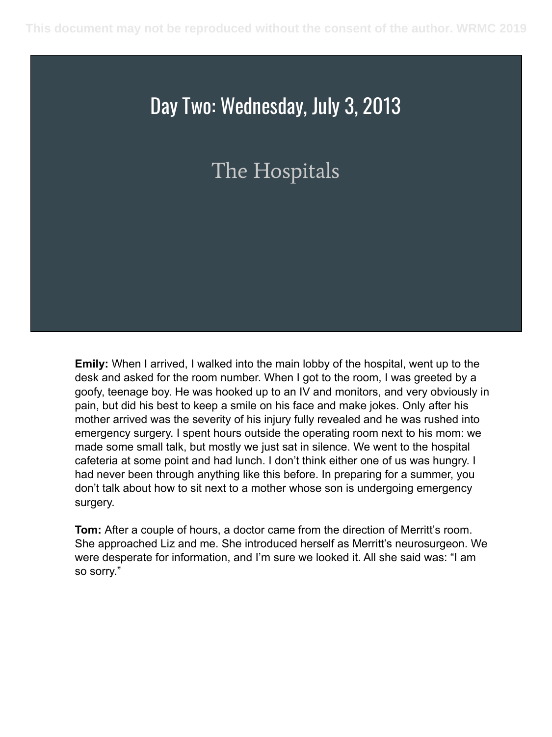# Day Two: Wednesday, July 3, 2013

## The Hospitals

**Emily:** When I arrived, I walked into the main lobby of the hospital, went up to the desk and asked for the room number. When I got to the room, I was greeted by a goofy, teenage boy. He was hooked up to an IV and monitors, and very obviously in pain, but did his best to keep a smile on his face and make jokes. Only after his mother arrived was the severity of his injury fully revealed and he was rushed into emergency surgery. I spent hours outside the operating room next to his mom: we made some small talk, but mostly we just sat in silence. We went to the hospital cafeteria at some point and had lunch. I don't think either one of us was hungry. I had never been through anything like this before. In preparing for a summer, you don't talk about how to sit next to a mother whose son is undergoing emergency surgery.

**Tom:** After a couple of hours, a doctor came from the direction of Merritt's room. She approached Liz and me. She introduced herself as Merritt's neurosurgeon. We were desperate for information, and I'm sure we looked it. All she said was: "I am so sorry."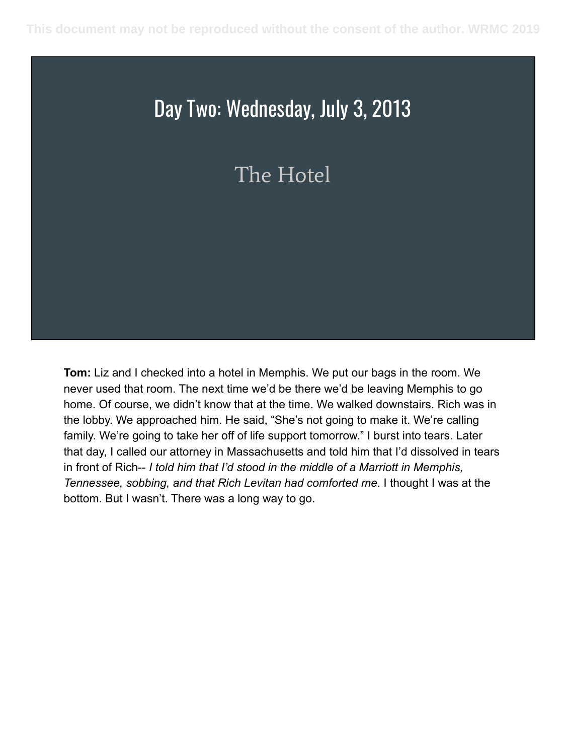# Day Two: Wednesday, July 3, 2013

## The Hotel

**Tom:** Liz and I checked into a hotel in Memphis. We put our bags in the room. We never used that room. The next time we'd be there we'd be leaving Memphis to go home. Of course, we didn't know that at the time. We walked downstairs. Rich was in the lobby. We approached him. He said, "She's not going to make it. We're calling family. We're going to take her off of life support tomorrow." I burst into tears. Later that day, I called our attorney in Massachusetts and told him that I'd dissolved in tears in front of Rich-- *I told him that I'd stood in the middle of a Marriott in Memphis, Tennessee, sobbing, and that Rich Levitan had comforted me*. I thought I was at the bottom. But I wasn't. There was a long way to go.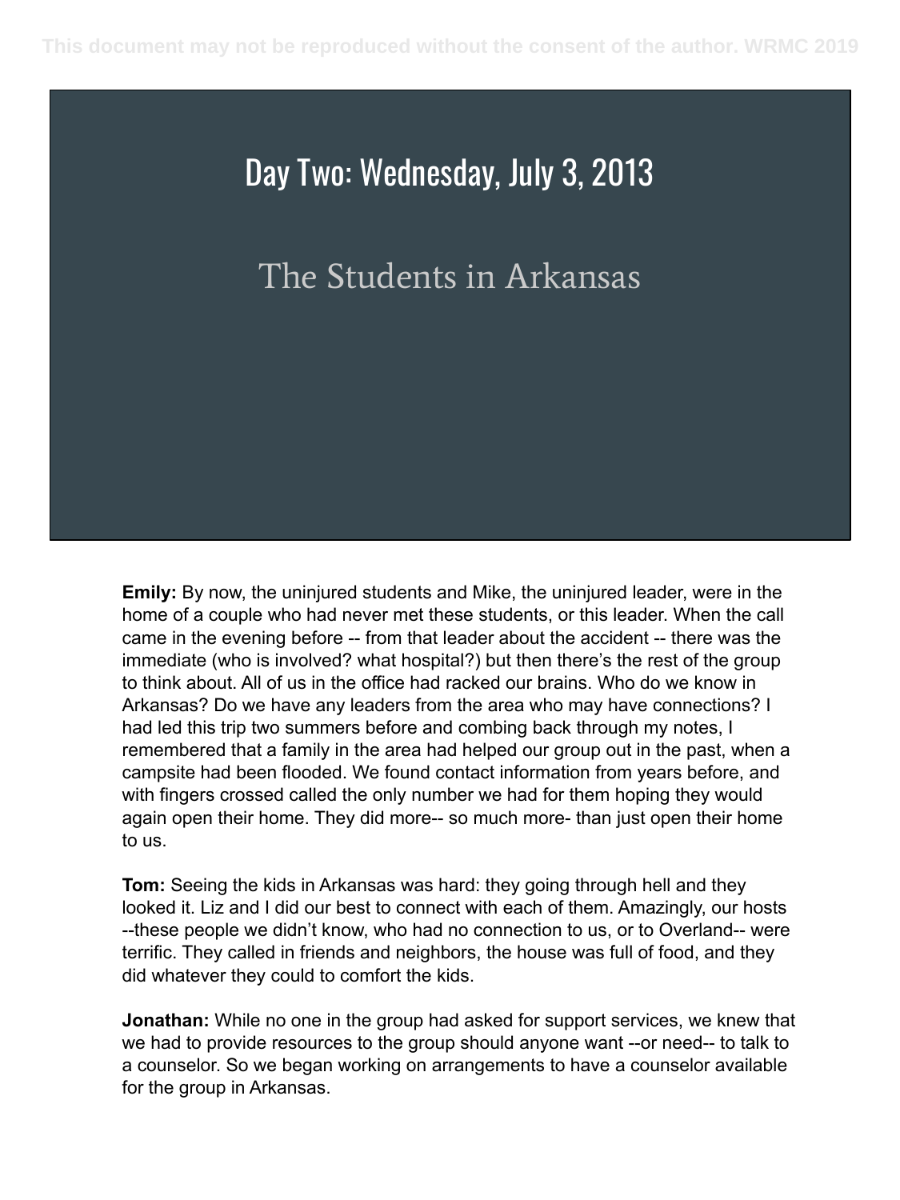# Day Two: Wednesday, July 3, 2013

## The Students in Arkansas

**Emily:** By now, the uninjured students and Mike, the uninjured leader, were in the home of a couple who had never met these students, or this leader. When the call came in the evening before -- from that leader about the accident -- there was the immediate (who is involved? what hospital?) but then there's the rest of the group to think about. All of us in the office had racked our brains. Who do we know in Arkansas? Do we have any leaders from the area who may have connections? I had led this trip two summers before and combing back through my notes, I remembered that a family in the area had helped our group out in the past, when a campsite had been flooded. We found contact information from years before, and with fingers crossed called the only number we had for them hoping they would again open their home. They did more-- so much more- than just open their home to us.

**Tom:** Seeing the kids in Arkansas was hard: they going through hell and they looked it. Liz and I did our best to connect with each of them. Amazingly, our hosts --these people we didn't know, who had no connection to us, or to Overland-- were terrific. They called in friends and neighbors, the house was full of food, and they did whatever they could to comfort the kids.

**Jonathan:** While no one in the group had asked for support services, we knew that we had to provide resources to the group should anyone want --or need-- to talk to a counselor. So we began working on arrangements to have a counselor available for the group in Arkansas.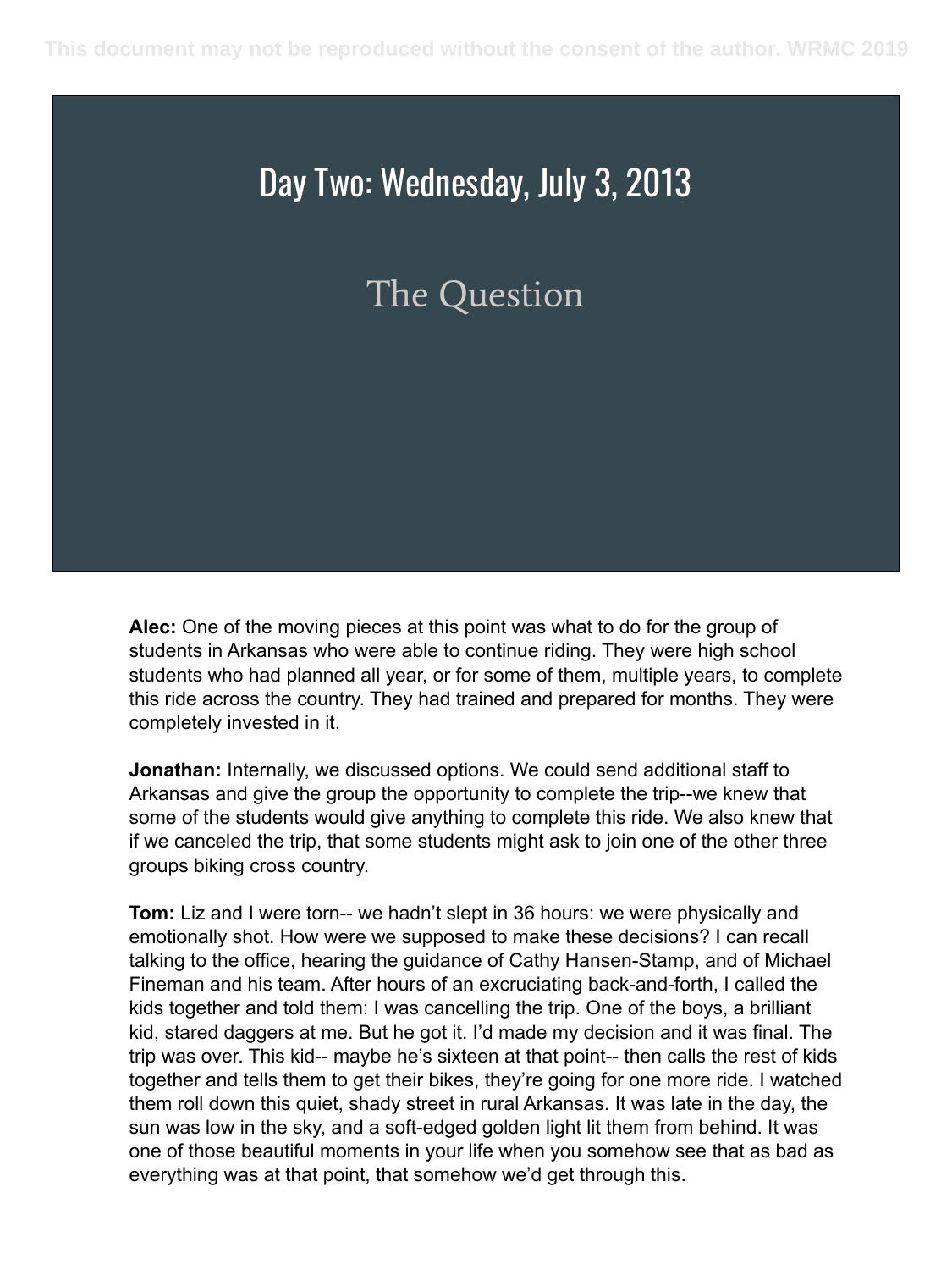# Day Two: Wednesday, July 3, 2013

## The Question

**Alec:** One of the moving pieces at this point was what to do for the group of students in Arkansas who were able to continue riding. They were high school students who had planned all year, or for some of them, multiple years, to complete this ride across the country. They had trained and prepared for months. They were completely invested in it.

**Jonathan:** Internally, we discussed options. We could send additional staff to Arkansas and give the group the opportunity to complete the trip--we knew that some of the students would give anything to complete this ride. We also knew that if we canceled the trip, that some students might ask to join one of the other three groups biking cross country.

**Tom:** Liz and I were torn-- we hadn't slept in 36 hours: we were physically and emotionally shot. How were we supposed to make these decisions? I can recall talking to the office, hearing the guidance of Cathy Hansen-Stamp, and of Michael Fineman and his team. After hours of an excruciating back-and-forth, I called the kids together and told them: I was cancelling the trip. One of the boys, a brilliant kid, stared daggers at me. But he got it. I'd made my decision and it was final. The trip was over. This kid-- maybe he's sixteen at that point-- then calls the rest of kids together and tells them to get their bikes, they're going for one more ride. I watched them roll down this quiet, shady street in rural Arkansas. It was late in the day, the sun was low in the sky, and a soft-edged golden light lit them from behind. It was one of those beautiful moments in your life when you somehow see that as bad as everything was at that point, that somehow we'd get through this.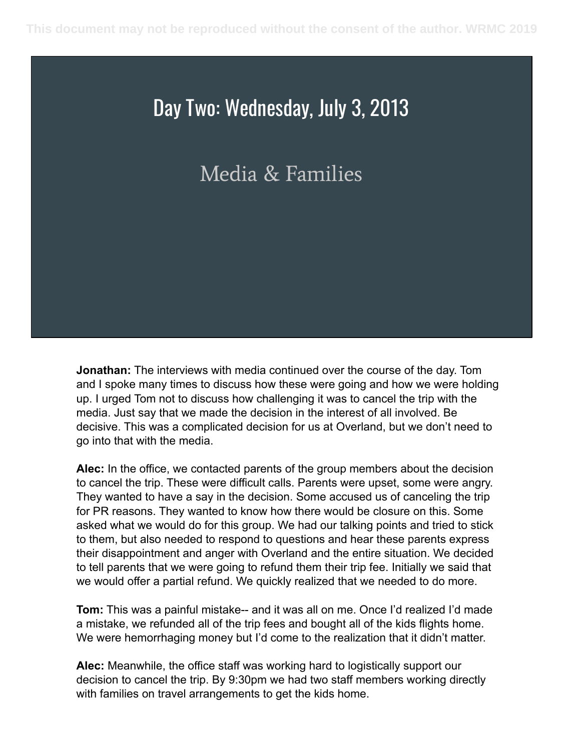# Day Two: Wednesday, July 3, 2013

## Media & Families

**Jonathan:** The interviews with media continued over the course of the day. Tom and I spoke many times to discuss how these were going and how we were holding up. I urged Tom not to discuss how challenging it was to cancel the trip with the media. Just say that we made the decision in the interest of all involved. Be decisive. This was a complicated decision for us at Overland, but we don't need to go into that with the media.

**Alec:** In the office, we contacted parents of the group members about the decision to cancel the trip. These were difficult calls. Parents were upset, some were angry. They wanted to have a say in the decision. Some accused us of canceling the trip for PR reasons. They wanted to know how there would be closure on this. Some asked what we would do for this group. We had our talking points and tried to stick to them, but also needed to respond to questions and hear these parents express their disappointment and anger with Overland and the entire situation. We decided to tell parents that we were going to refund them their trip fee. Initially we said that we would offer a partial refund. We quickly realized that we needed to do more.

**Tom:** This was a painful mistake-- and it was all on me. Once I'd realized I'd made a mistake, we refunded all of the trip fees and bought all of the kids flights home. We were hemorrhaging money but I'd come to the realization that it didn't matter.

**Alec:** Meanwhile, the office staff was working hard to logistically support our decision to cancel the trip. By 9:30pm we had two staff members working directly with families on travel arrangements to get the kids home.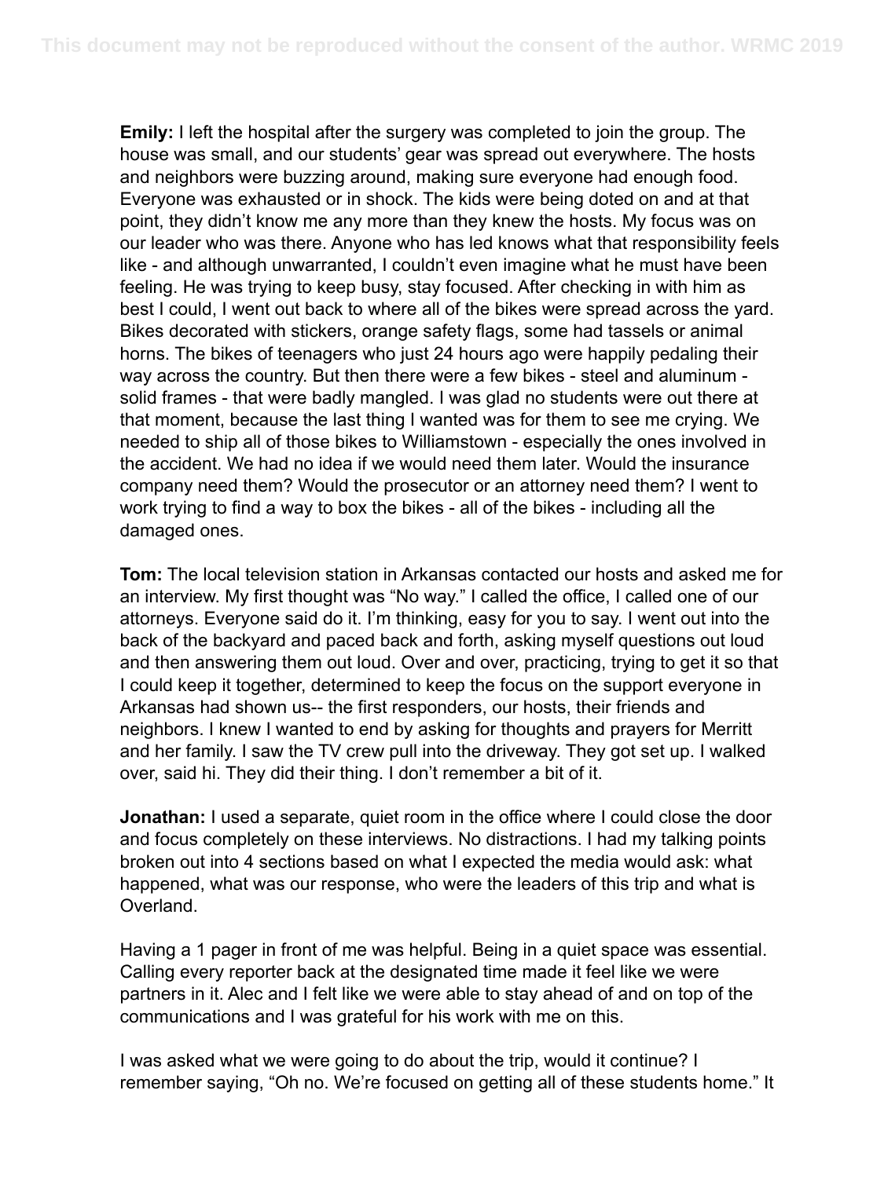**Emily:** I left the hospital after the surgery was completed to join the group. The house was small, and our students' gear was spread out everywhere. The hosts and neighbors were buzzing around, making sure everyone had enough food. Everyone was exhausted or in shock. The kids were being doted on and at that point, they didn't know me any more than they knew the hosts. My focus was on our leader who was there. Anyone who has led knows what that responsibility feels like - and although unwarranted, I couldn't even imagine what he must have been feeling. He was trying to keep busy, stay focused. After checking in with him as best I could, I went out back to where all of the bikes were spread across the yard. Bikes decorated with stickers, orange safety flags, some had tassels or animal horns. The bikes of teenagers who just 24 hours ago were happily pedaling their way across the country. But then there were a few bikes - steel and aluminum - solid frames - that were badly mangled. I was glad no students were out there at that moment, because the last thing I wanted was for them to see me crying. We needed to ship all of those bikes to Williamstown - especially the ones involved in the accident. We had no idea if we would need them later. Would the insurance company need them? Would the prosecutor or an attorney need them? I went to work trying to find a way to box the bikes - all of the bikes - including all the damaged ones.

**Tom:** The local television station in Arkansas contacted our hosts and asked me for an interview. My first thought was "No way." I called the office, I called one of our attorneys. Everyone said do it. I'm thinking, easy for you to say. I went out into the back of the backyard and paced back and forth, asking myself questions out loud and then answering them out loud. Over and over, practicing, trying to get it so that I could keep it together, determined to keep the focus on the support everyone in Arkansas had shown us-- the first responders, our hosts, their friends and neighbors. I knew I wanted to end by asking for thoughts and prayers for Merritt and her family. I saw the TV crew pull into the driveway. They got set up. I walked over, said hi. They did their thing. I don't remember a bit of it.

**Jonathan:** I used a separate, quiet room in the office where I could close the door and focus completely on these interviews. No distractions. I had my talking points broken out into 4 sections based on what I expected the media would ask: what happened, what was our response, who were the leaders of this trip and what is Overland.

Having a 1 pager in front of me was helpful. Being in a quiet space was essential. Calling every reporter back at the designated time made it feel like we were partners in it. Alec and I felt like we were able to stay ahead of and on top of the communications and I was grateful for his work with me on this.

I was asked what we were going to do about the trip, would it continue? I remember saying, "Oh no. We're focused on getting all of these students home." It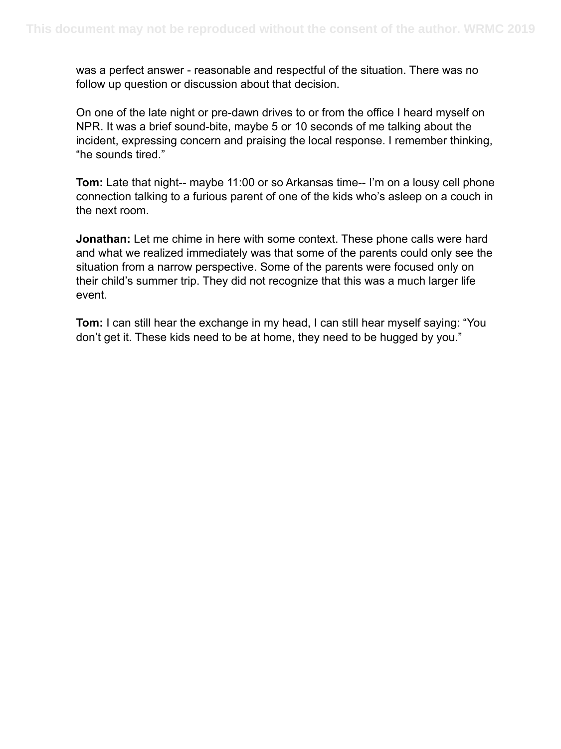was a perfect answer - reasonable and respectful of the situation. There was no follow up question or discussion about that decision.

On one of the late night or pre-dawn drives to or from the office I heard myself on NPR. It was a brief sound-bite, maybe 5 or 10 seconds of me talking about the incident, expressing concern and praising the local response. I remember thinking, “he sounds tired.”

**Tom:** Late that night-- maybe 11:00 or so Arkansas time-- I’m on a lousy cell phone connection talking to a furious parent of one of the kids who’s asleep on a couch in the next room.

**Jonathan:** Let me chime in here with some context. These phone calls were hard and what we realized immediately was that some of the parents could only see the situation from a narrow perspective. Some of the parents were focused only on their child’s summer trip. They did not recognize that this was a much larger life event.

**Tom:** I can still hear the exchange in my head, I can still hear myself saying: “You don’t get it. These kids need to be at home, they need to be hugged by you.”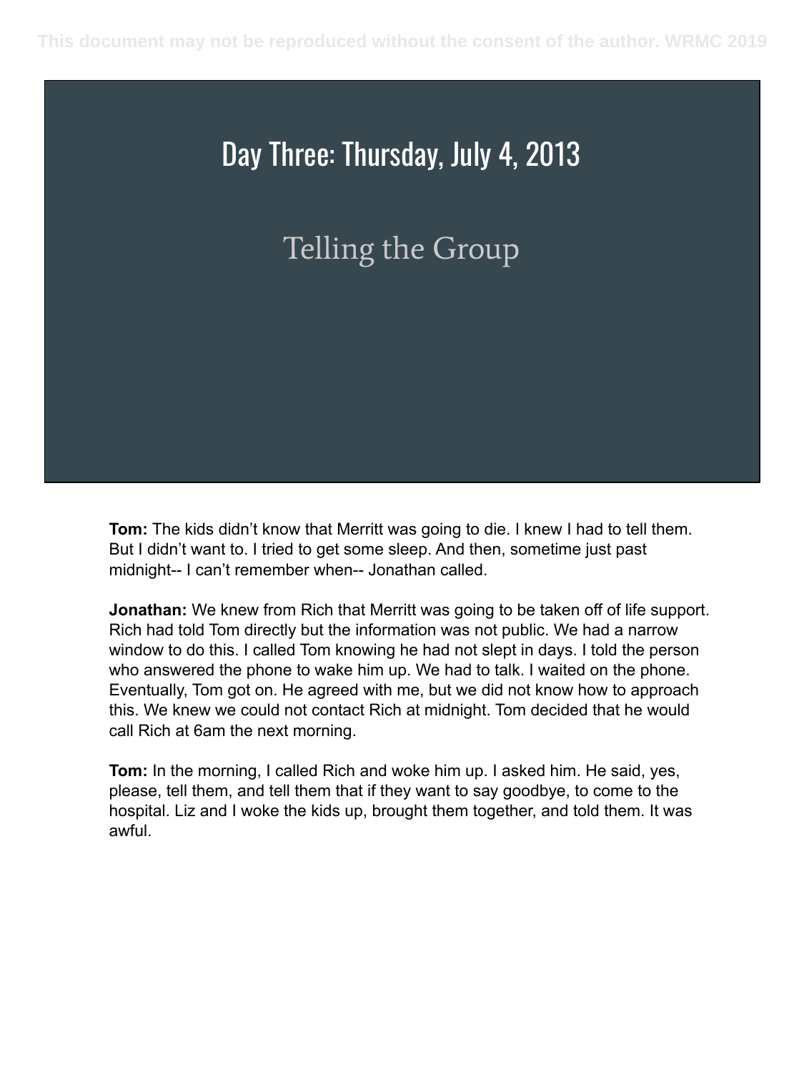# Day Three: Thursday, July 4, 2013

## Telling the Group

**Tom:** The kids didn't know that Merritt was going to die. I knew I had to tell them. But I didn't want to. I tried to get some sleep. And then, sometime just past midnight-- I can't remember when-- Jonathan called.

**Jonathan:** We knew from Rich that Merritt was going to be taken off of life support. Rich had told Tom directly but the information was not public. We had a narrow window to do this. I called Tom knowing he had not slept in days. I told the person who answered the phone to wake him up. We had to talk. I waited on the phone. Eventually, Tom got on. He agreed with me, but we did not know how to approach this. We knew we could not contact Rich at midnight. Tom decided that he would call Rich at 6am the next morning.

**Tom:** In the morning, I called Rich and woke him up. I asked him. He said, yes, please, tell them, and tell them that if they want to say goodbye, to come to the hospital. Liz and I woke the kids up, brought them together, and told them. It was awful.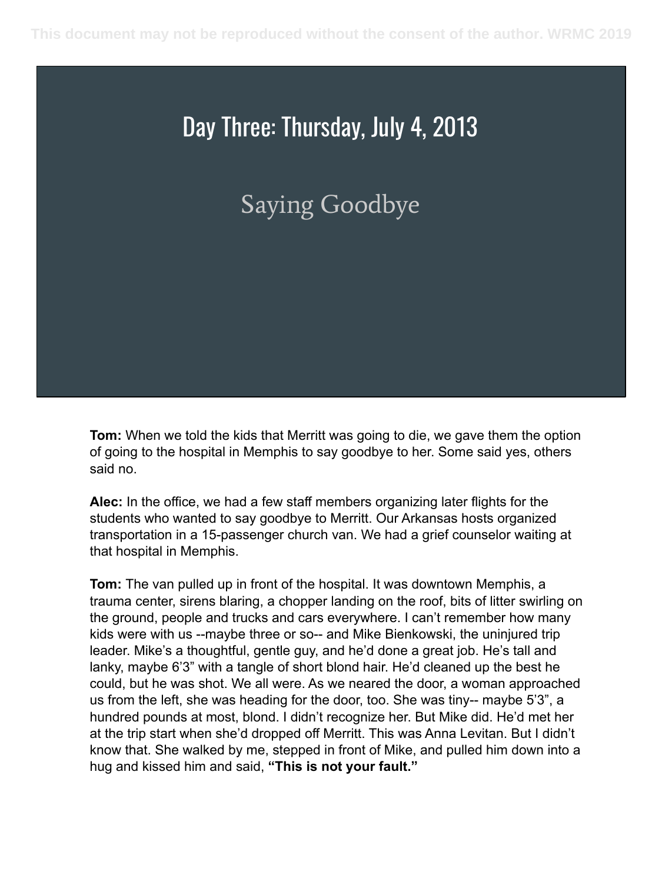# Day Three: Thursday, July 4, 2013

## Saying Goodbye

**Tom:** When we told the kids that Merritt was going to die, we gave them the option of going to the hospital in Memphis to say goodbye to her. Some said yes, others said no.

**Alec:** In the office, we had a few staff members organizing later flights for the students who wanted to say goodbye to Merritt. Our Arkansas hosts organized transportation in a 15-passenger church van. We had a grief counselor waiting at that hospital in Memphis.

**Tom:** The van pulled up in front of the hospital. It was downtown Memphis, a trauma center, sirens blaring, a chopper landing on the roof, bits of litter swirling on the ground, people and trucks and cars everywhere. I can't remember how many kids were with us --maybe three or so-- and Mike Bienkowski, the uninjured trip leader. Mike's a thoughtful, gentle guy, and he'd done a great job. He's tall and lanky, maybe 6'3" with a tangle of short blond hair. He'd cleaned up the best he could, but he was shot. We all were. As we neared the door, a woman approached us from the left, she was heading for the door, too. She was tiny-- maybe 5'3", a hundred pounds at most, blond. I didn't recognize her. But Mike did. He'd met her at the trip start when she'd dropped off Merritt. This was Anna Levitan. But I didn't know that. She walked by me, stepped in front of Mike, and pulled him down into a hug and kissed him and said, **"This is not your fault."**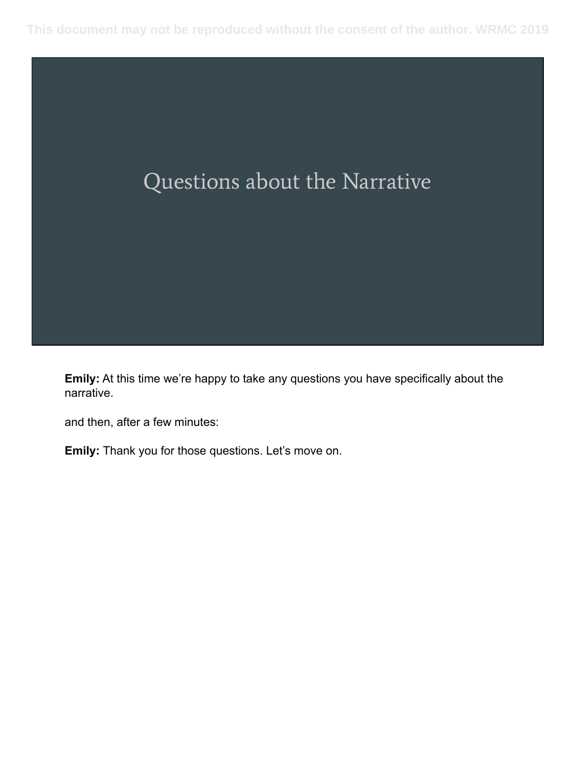# Questions about the Narrative

**Emily:** At this time we're happy to take any questions you have specifically about the narrative.

and then, after a few minutes:

**Emily:** Thank you for those questions. Let's move on.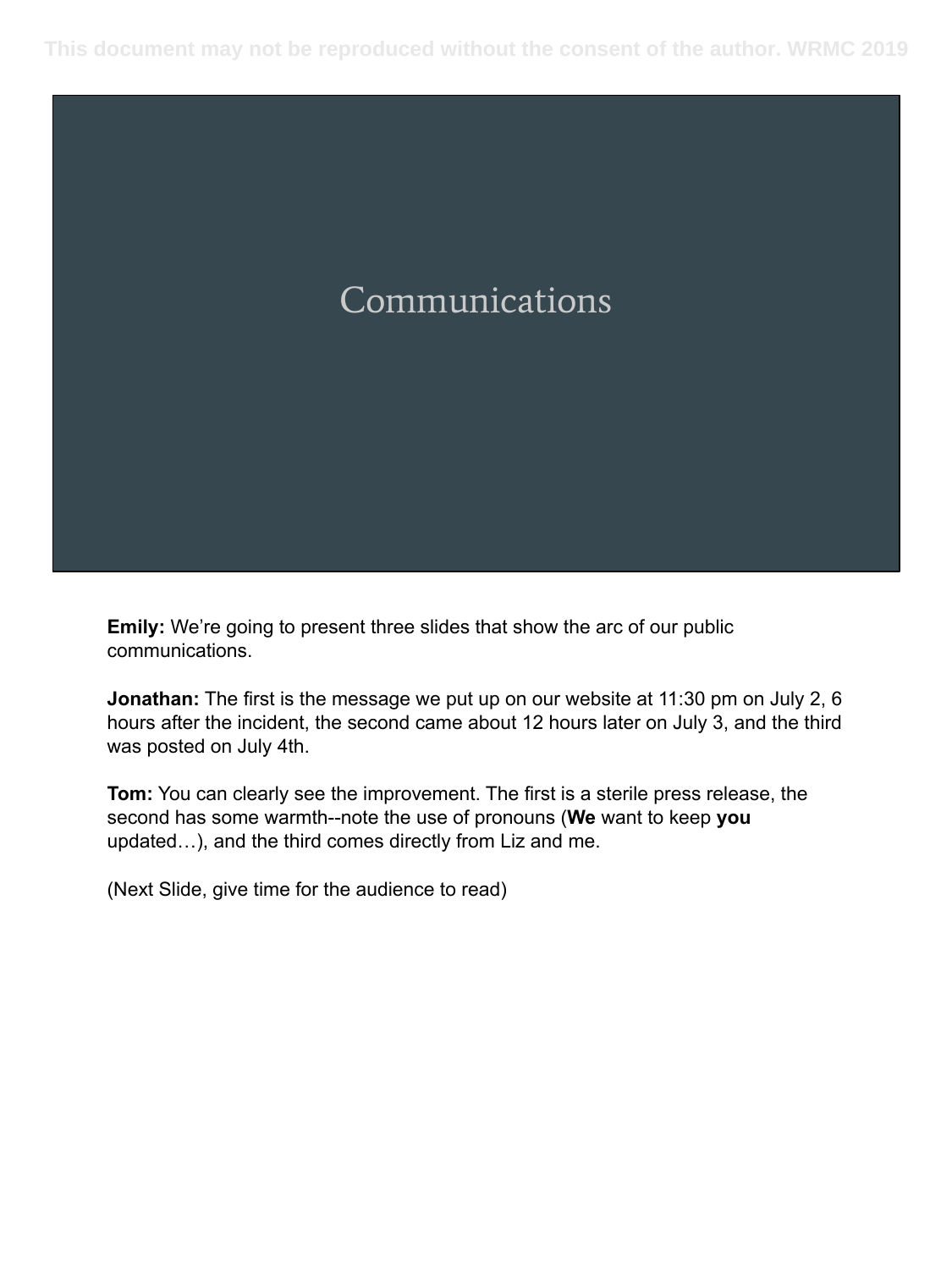# Communications

**Emily:** We're going to present three slides that show the arc of our public communications.

**Jonathan:** The first is the message we put up on our website at 11:30 pm on July 2, 6 hours after the incident, the second came about 12 hours later on July 3, and the third was posted on July 4th.

**Tom:** You can clearly see the improvement. The first is a sterile press release, the second has some warmth--note the use of pronouns (**We** want to keep **you** updated…), and the third comes directly from Liz and me.

(Next Slide, give time for the audience to read)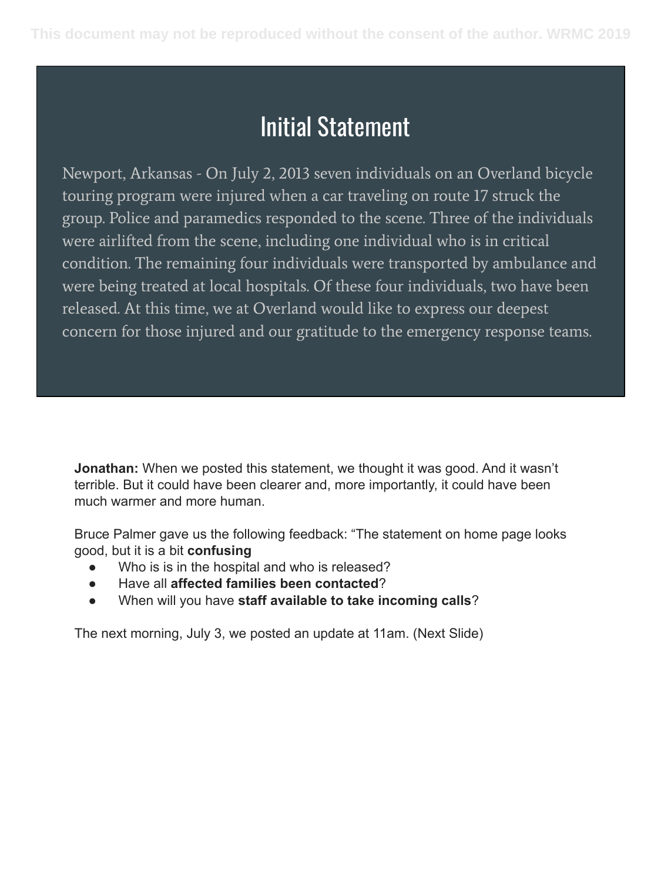# Initial Statement

Newport, Arkansas - On July 2, 2013 seven individuals on an Overland bicycle touring program were injured when a car traveling on route 17 struck the group. Police and paramedics responded to the scene. Three of the individuals were airlifted from the scene, including one individual who is in critical condition. The remaining four individuals were transported by ambulance and were being treated at local hospitals. Of these four individuals, two have been released. At this time, we at Overland would like to express our deepest concern for those injured and our gratitude to the emergency response teams.

**Jonathan:** When we posted this statement, we thought it was good. And it wasn't terrible. But it could have been clearer and, more importantly, it could have been much warmer and more human.

Bruce Palmer gave us the following feedback: "The statement on home page looks good, but it is a bit **confusing**

- Who is is in the hospital and who is released?
- Have all **affected families been contacted**?
- When will you have **staff available to take incoming calls**?

The next morning, July 3, we posted an update at 11am. (Next Slide)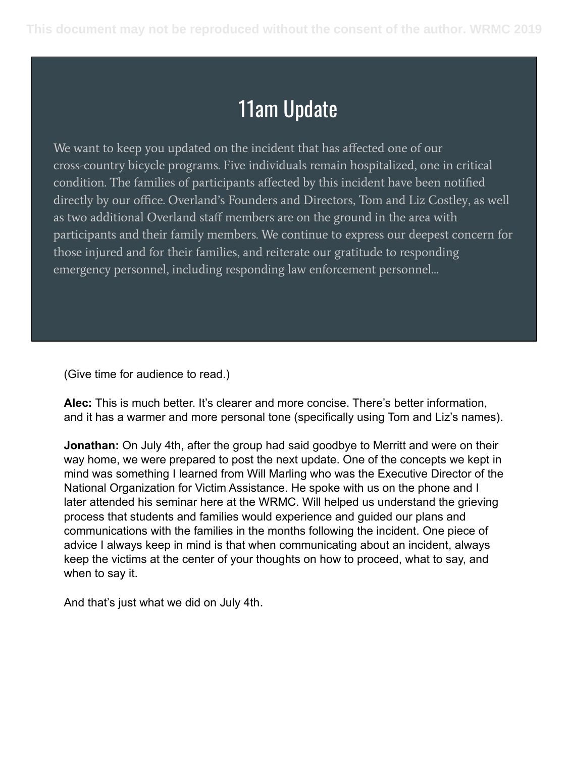## 11am Update

We want to keep you updated on the incident that has affected one of our cross-country bicycle programs. Five individuals remain hospitalized, one in critical condition. The families of participants affected by this incident have been notified directly by our office. Overland's Founders and Directors, Tom and Liz Costley, as well as two additional Overland staff members are on the ground in the area with participants and their family members. We continue to express our deepest concern for those injured and for their families, and reiterate our gratitude to responding emergency personnel, including responding law enforcement personnel...

(Give time for audience to read.)

**Alec:** This is much better. It's clearer and more concise. There's better information, and it has a warmer and more personal tone (specifically using Tom and Liz's names).

**Jonathan:** On July 4th, after the group had said goodbye to Merritt and were on their way home, we were prepared to post the next update. One of the concepts we kept in mind was something I learned from Will Marling who was the Executive Director of the National Organization for Victim Assistance. He spoke with us on the phone and I later attended his seminar here at the WRMC. Will helped us understand the grieving process that students and families would experience and guided our plans and communications with the families in the months following the incident. One piece of advice I always keep in mind is that when communicating about an incident, always keep the victims at the center of your thoughts on how to proceed, what to say, and when to say it.

And that's just what we did on July 4th.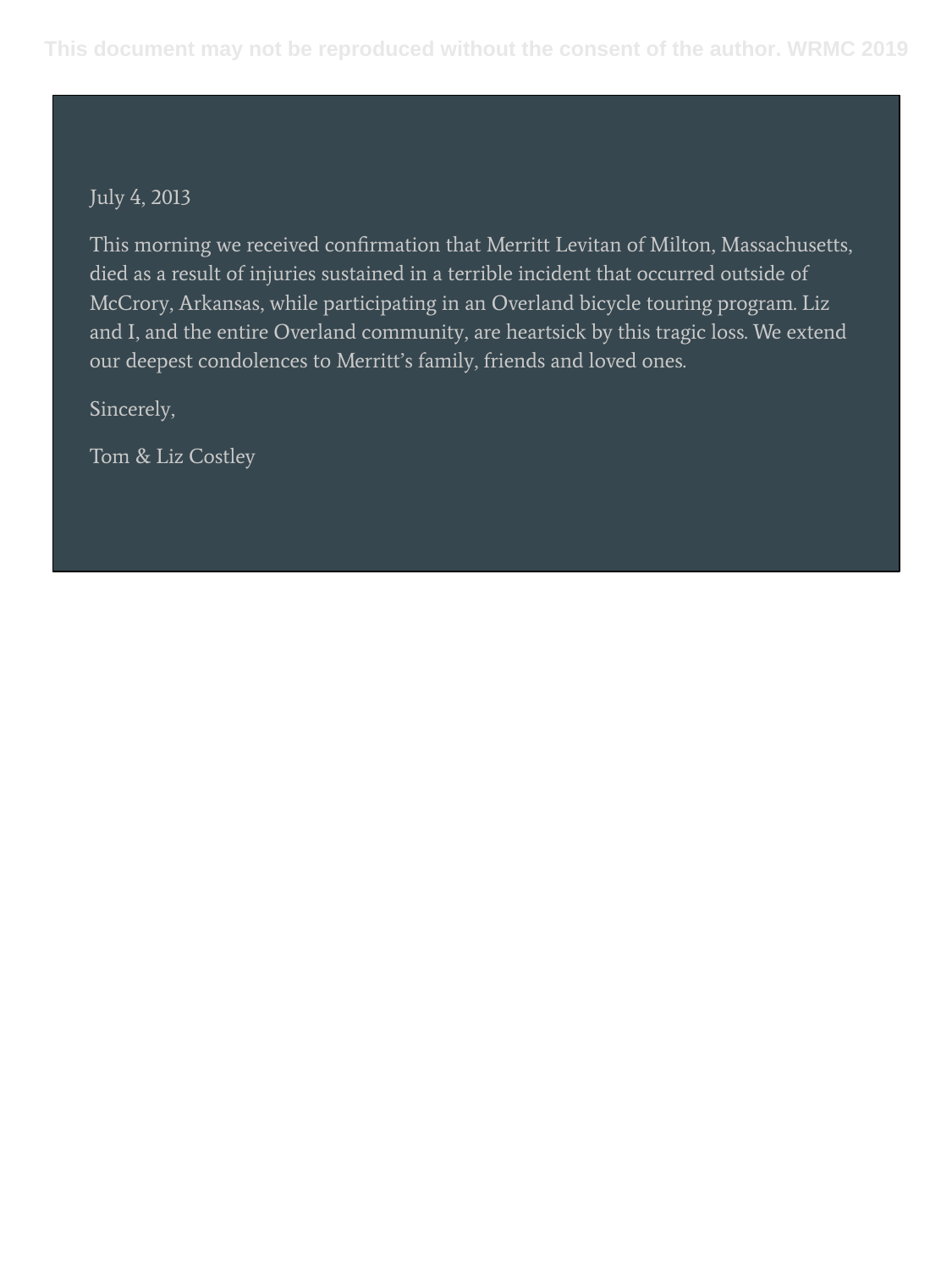July 4, 2013

This morning we received confirmation that Merritt Levitan of Milton, Massachusetts, died as a result of injuries sustained in a terrible incident that occurred outside of McCrory, Arkansas, while participating in an Overland bicycle touring program. Liz and I, and the entire Overland community, are heartsick by this tragic loss. We extend our deepest condolences to Merritt's family, friends and loved ones.

Sincerely,

Tom & Liz Costley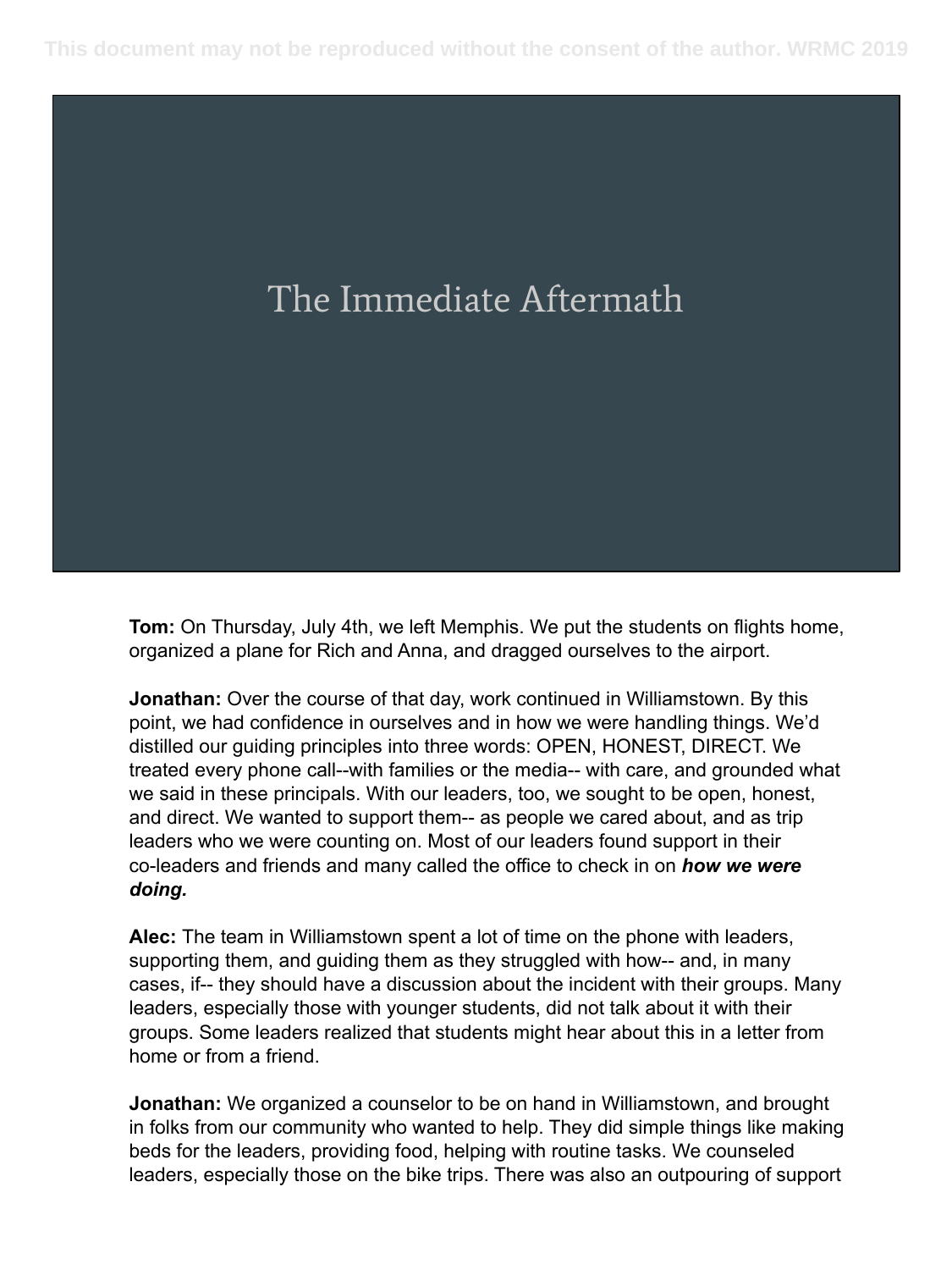# The Immediate Aftermath

**Tom:** On Thursday, July 4th, we left Memphis. We put the students on flights home, organized a plane for Rich and Anna, and dragged ourselves to the airport.

**Jonathan:** Over the course of that day, work continued in Williamstown. By this point, we had confidence in ourselves and in how we were handling things. We'd distilled our guiding principles into three words: OPEN, HONEST, DIRECT. We treated every phone call--with families or the media-- with care, and grounded what we said in these principals. With our leaders, too, we sought to be open, honest, and direct. We wanted to support them-- as people we cared about, and as trip leaders who we were counting on. Most of our leaders found support in their co-leaders and friends and many called the office to check in on ***how we were doing.***

**Alec:** The team in Williamstown spent a lot of time on the phone with leaders, supporting them, and guiding them as they struggled with how-- and, in many cases, if-- they should have a discussion about the incident with their groups. Many leaders, especially those with younger students, did not talk about it with their groups. Some leaders realized that students might hear about this in a letter from home or from a friend.

**Jonathan:** We organized a counselor to be on hand in Williamstown, and brought in folks from our community who wanted to help. They did simple things like making beds for the leaders, providing food, helping with routine tasks. We counseled leaders, especially those on the bike trips. There was also an outpouring of support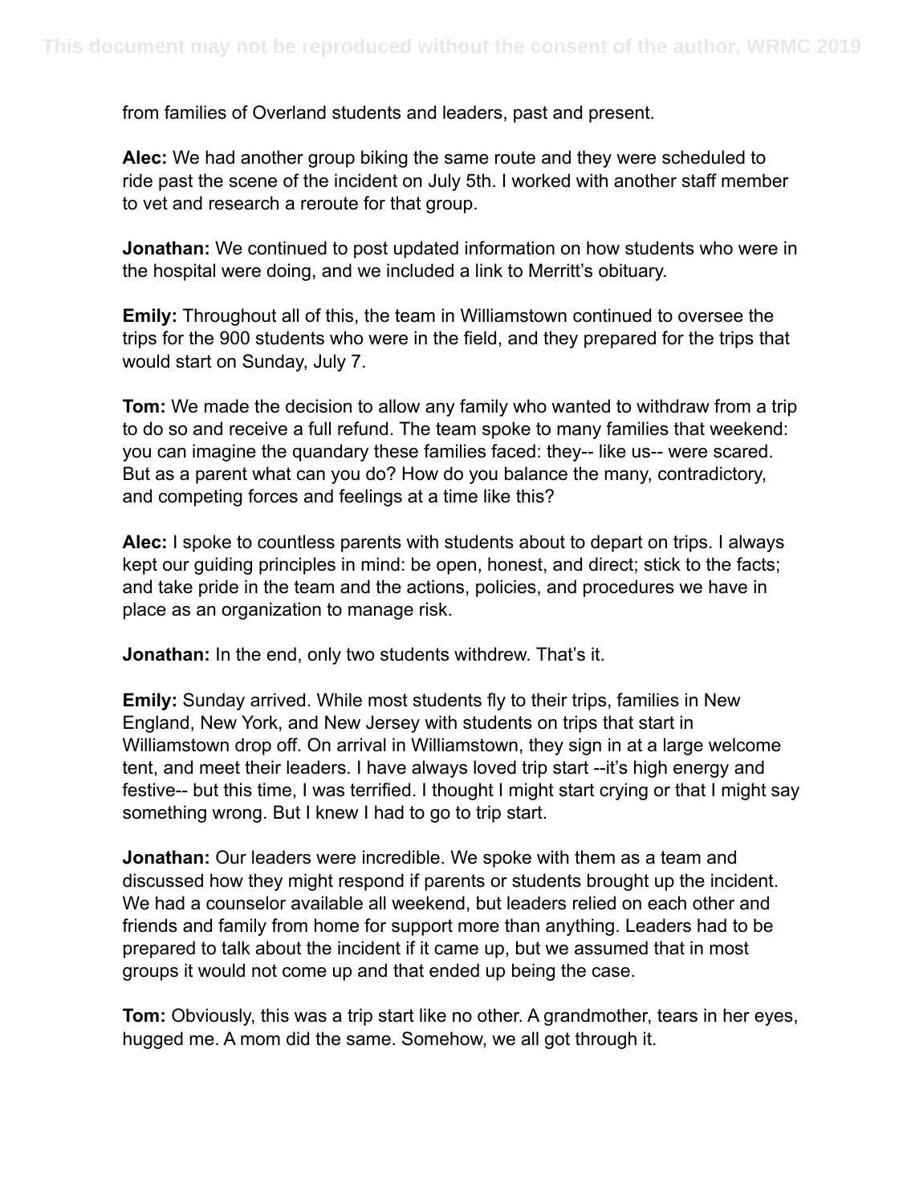from families of Overland students and leaders, past and present.

**Alec:** We had another group biking the same route and they were scheduled to ride past the scene of the incident on July 5th. I worked with another staff member to vet and research a reroute for that group.

**Jonathan:** We continued to post updated information on how students who were in the hospital were doing, and we included a link to Merritt's obituary.

**Emily:** Throughout all of this, the team in Williamstown continued to oversee the trips for the 900 students who were in the field, and they prepared for the trips that would start on Sunday, July 7.

**Tom:** We made the decision to allow any family who wanted to withdraw from a trip to do so and receive a full refund. The team spoke to many families that weekend: you can imagine the quandary these families faced: they-- like us-- were scared. But as a parent what can you do? How do you balance the many, contradictory, and competing forces and feelings at a time like this?

**Alec:** I spoke to countless parents with students about to depart on trips. I always kept our guiding principles in mind: be open, honest, and direct; stick to the facts; and take pride in the team and the actions, policies, and procedures we have in place as an organization to manage risk.

**Jonathan:** In the end, only two students withdrew. That's it.

**Emily:** Sunday arrived. While most students fly to their trips, families in New England, New York, and New Jersey with students on trips that start in Williamstown drop off. On arrival in Williamstown, they sign in at a large welcome tent, and meet their leaders. I have always loved trip start --it's high energy and festive-- but this time, I was terrified. I thought I might start crying or that I might say something wrong. But I knew I had to go to trip start.

**Jonathan:** Our leaders were incredible. We spoke with them as a team and discussed how they might respond if parents or students brought up the incident. We had a counselor available all weekend, but leaders relied on each other and friends and family from home for support more than anything. Leaders had to be prepared to talk about the incident if it came up, but we assumed that in most groups it would not come up and that ended up being the case.

**Tom:** Obviously, this was a trip start like no other. A grandmother, tears in her eyes, hugged me. A mom did the same. Somehow, we all got through it.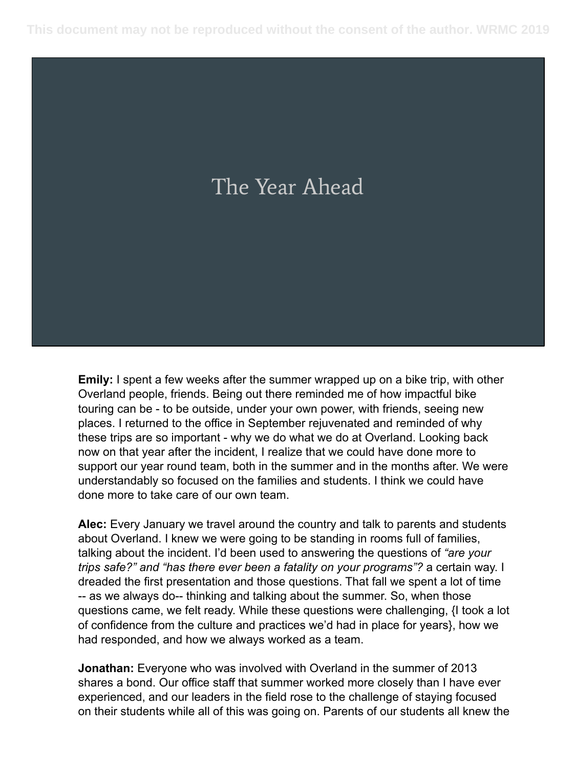# The Year Ahead

**Emily:** I spent a few weeks after the summer wrapped up on a bike trip, with other Overland people, friends. Being out there reminded me of how impactful bike touring can be - to be outside, under your own power, with friends, seeing new places. I returned to the office in September rejuvenated and reminded of why these trips are so important - why we do what we do at Overland. Looking back now on that year after the incident, I realize that we could have done more to support our year round team, both in the summer and in the months after. We were understandably so focused on the families and students. I think we could have done more to take care of our own team.

**Alec:** Every January we travel around the country and talk to parents and students about Overland. I knew we were going to be standing in rooms full of families, talking about the incident. I'd been used to answering the questions of *"are your trips safe?" and "has there ever been a fatality on your programs"?* a certain way. I dreaded the first presentation and those questions. That fall we spent a lot of time -- as we always do-- thinking and talking about the summer. So, when those questions came, we felt ready. While these questions were challenging, {I took a lot of confidence from the culture and practices we'd had in place for years}, how we had responded, and how we always worked as a team.

**Jonathan:** Everyone who was involved with Overland in the summer of 2013 shares a bond. Our office staff that summer worked more closely than I have ever experienced, and our leaders in the field rose to the challenge of staying focused on their students while all of this was going on. Parents of our students all knew the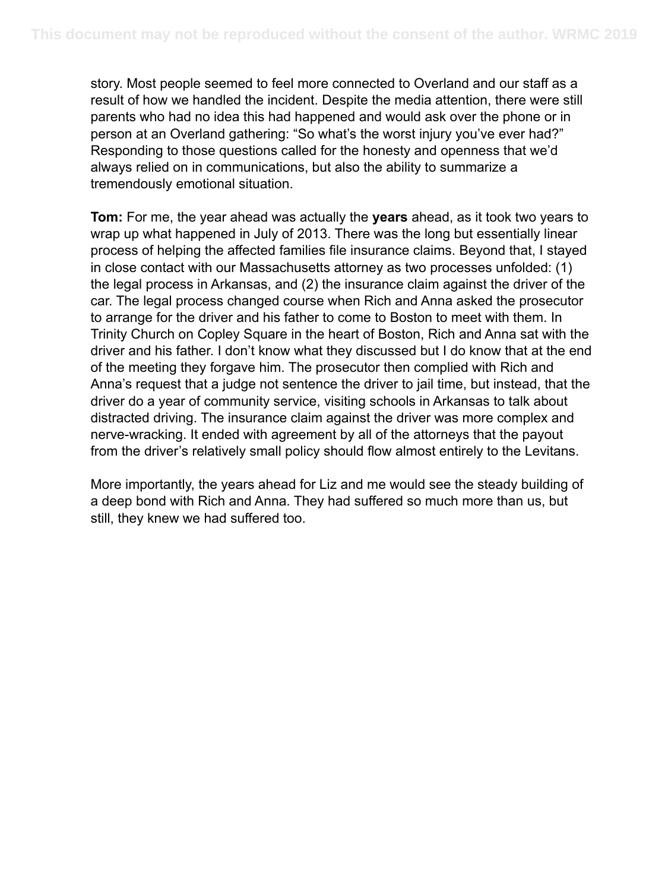story. Most people seemed to feel more connected to Overland and our staff as a result of how we handled the incident. Despite the media attention, there were still parents who had no idea this had happened and would ask over the phone or in person at an Overland gathering: “So what’s the worst injury you’ve ever had?” Responding to those questions called for the honesty and openness that we’d always relied on in communications, but also the ability to summarize a tremendously emotional situation.

**Tom:** For me, the year ahead was actually the **years** ahead, as it took two years to wrap up what happened in July of 2013. There was the long but essentially linear process of helping the affected families file insurance claims. Beyond that, I stayed in close contact with our Massachusetts attorney as two processes unfolded: (1) the legal process in Arkansas, and (2) the insurance claim against the driver of the car. The legal process changed course when Rich and Anna asked the prosecutor to arrange for the driver and his father to come to Boston to meet with them. In Trinity Church on Copley Square in the heart of Boston, Rich and Anna sat with the driver and his father. I don’t know what they discussed but I do know that at the end of the meeting they forgave him. The prosecutor then complied with Rich and Anna’s request that a judge not sentence the driver to jail time, but instead, that the driver do a year of community service, visiting schools in Arkansas to talk about distracted driving. The insurance claim against the driver was more complex and nerve-wracking. It ended with agreement by all of the attorneys that the payout from the driver’s relatively small policy should flow almost entirely to the Levitans.

More importantly, the years ahead for Liz and me would see the steady building of a deep bond with Rich and Anna. They had suffered so much more than us, but still, they knew we had suffered too.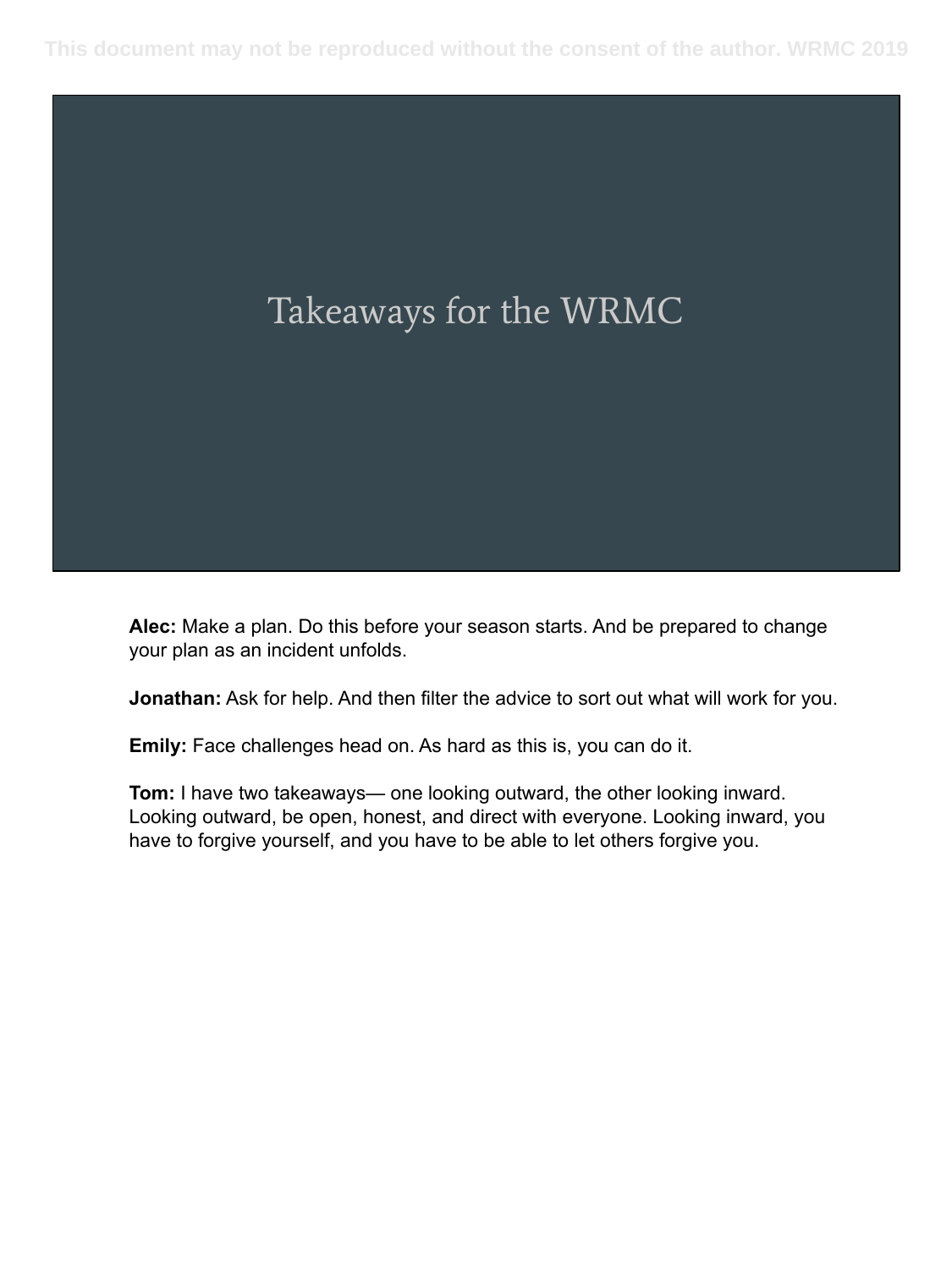# Takeaways for the WRMC

**Alec:** Make a plan. Do this before your season starts. And be prepared to change your plan as an incident unfolds.

**Jonathan:** Ask for help. And then filter the advice to sort out what will work for you.

**Emily:** Face challenges head on. As hard as this is, you can do it.

**Tom:** I have two takeaways— one looking outward, the other looking inward. Looking outward, be open, honest, and direct with everyone. Looking inward, you have to forgive yourself, and you have to be able to let others forgive you.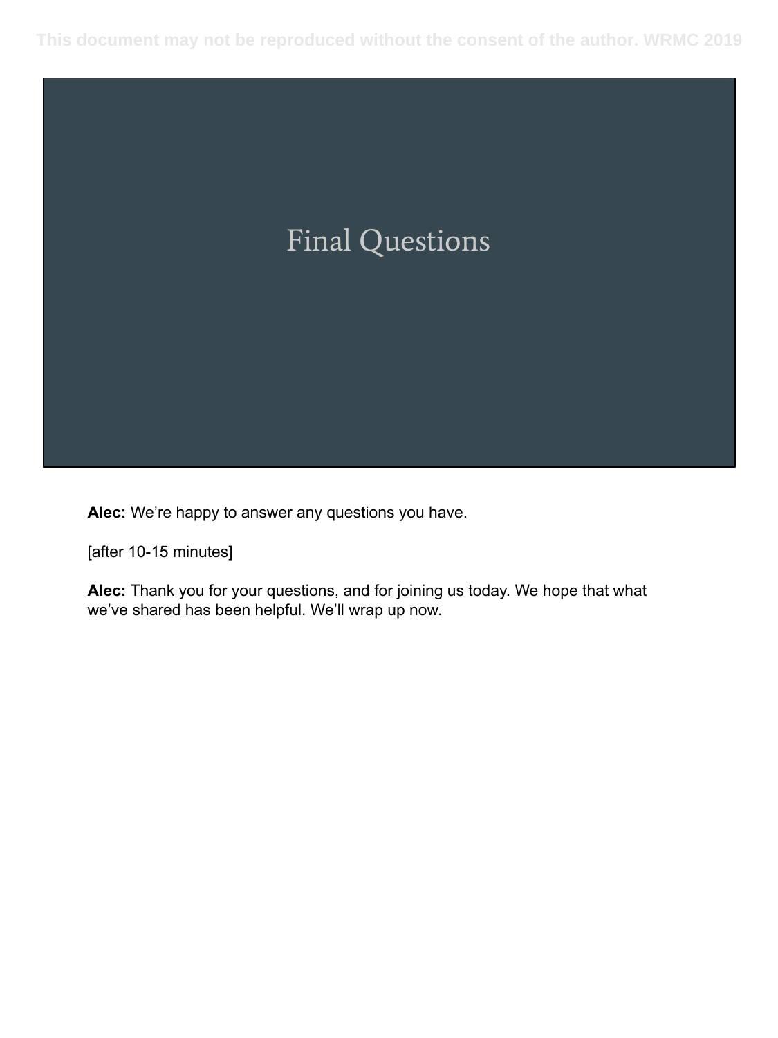## Final Questions

**Alec:** We're happy to answer any questions you have.

[after 10-15 minutes]

**Alec:** Thank you for your questions, and for joining us today. We hope that what we've shared has been helpful. We'll wrap up now.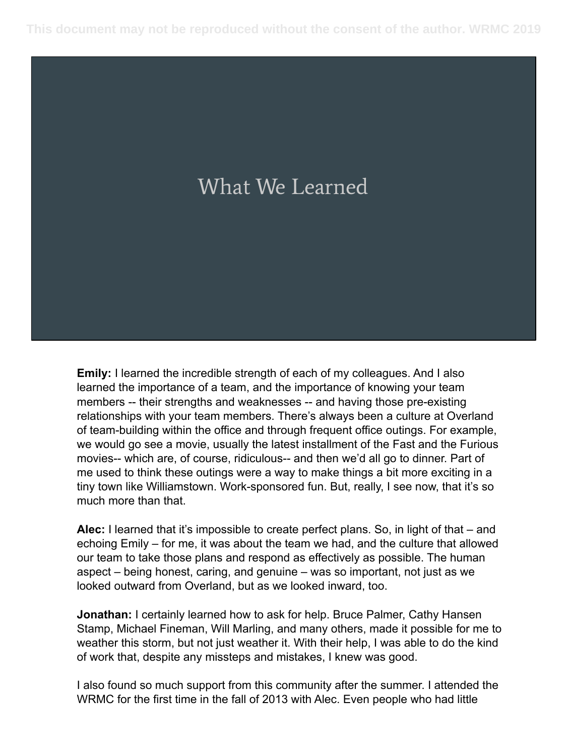# What We Learned

**Emily:** I learned the incredible strength of each of my colleagues. And I also learned the importance of a team, and the importance of knowing your team members -- their strengths and weaknesses -- and having those pre-existing relationships with your team members. There's always been a culture at Overland of team-building within the office and through frequent office outings. For example, we would go see a movie, usually the latest installment of the Fast and the Furious movies-- which are, of course, ridiculous-- and then we'd all go to dinner. Part of me used to think these outings were a way to make things a bit more exciting in a tiny town like Williamstown. Work-sponsored fun. But, really, I see now, that it's so much more than that.

**Alec:** I learned that it's impossible to create perfect plans. So, in light of that – and echoing Emily – for me, it was about the team we had, and the culture that allowed our team to take those plans and respond as effectively as possible. The human aspect – being honest, caring, and genuine – was so important, not just as we looked outward from Overland, but as we looked inward, too.

**Jonathan:** I certainly learned how to ask for help. Bruce Palmer, Cathy Hansen Stamp, Michael Fineman, Will Marling, and many others, made it possible for me to weather this storm, but not just weather it. With their help, I was able to do the kind of work that, despite any missteps and mistakes, I knew was good.

I also found so much support from this community after the summer. I attended the WRMC for the first time in the fall of 2013 with Alec. Even people who had little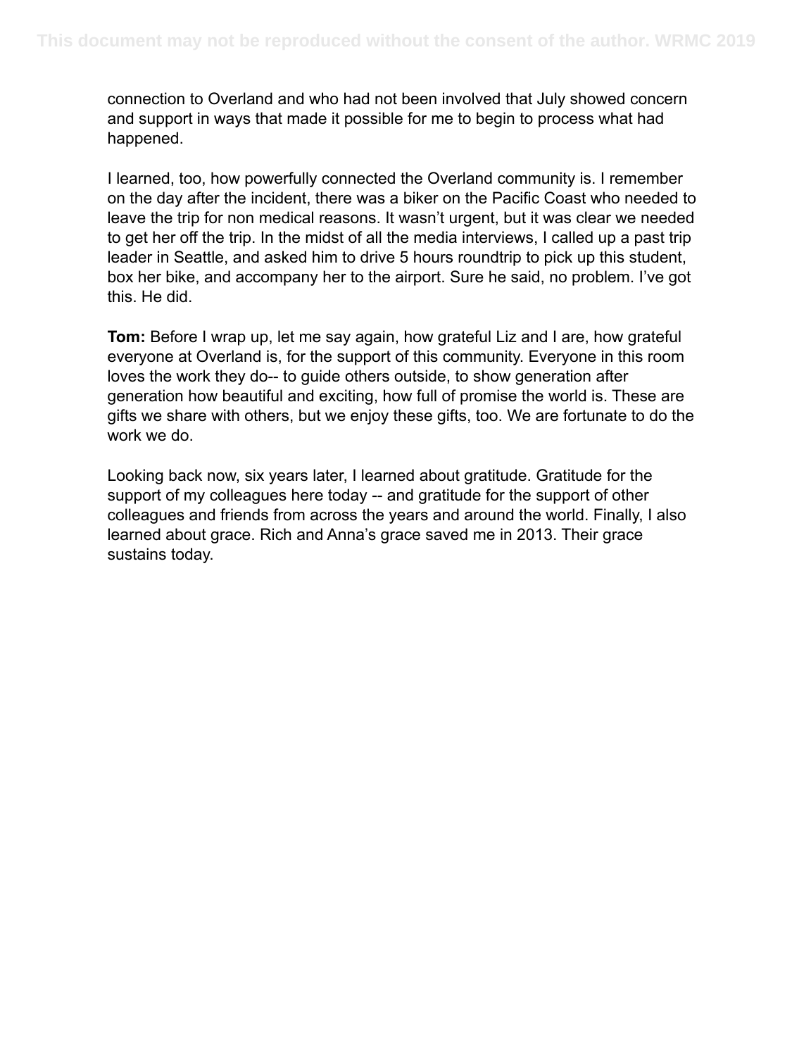connection to Overland and who had not been involved that July showed concern and support in ways that made it possible for me to begin to process what had happened.

I learned, too, how powerfully connected the Overland community is. I remember on the day after the incident, there was a biker on the Pacific Coast who needed to leave the trip for non medical reasons. It wasn't urgent, but it was clear we needed to get her off the trip. In the midst of all the media interviews, I called up a past trip leader in Seattle, and asked him to drive 5 hours roundtrip to pick up this student, box her bike, and accompany her to the airport. Sure he said, no problem. I've got this. He did.

**Tom:** Before I wrap up, let me say again, how grateful Liz and I are, how grateful everyone at Overland is, for the support of this community. Everyone in this room loves the work they do-- to guide others outside, to show generation after generation how beautiful and exciting, how full of promise the world is. These are gifts we share with others, but we enjoy these gifts, too. We are fortunate to do the work we do.

Looking back now, six years later, I learned about gratitude. Gratitude for the support of my colleagues here today -- and gratitude for the support of other colleagues and friends from across the years and around the world. Finally, I also learned about grace. Rich and Anna's grace saved me in 2013. Their grace sustains today.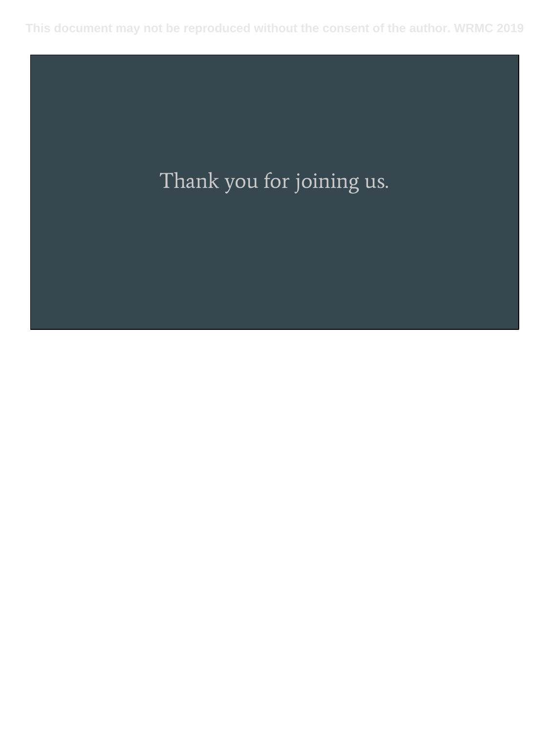Thank you for joining us.